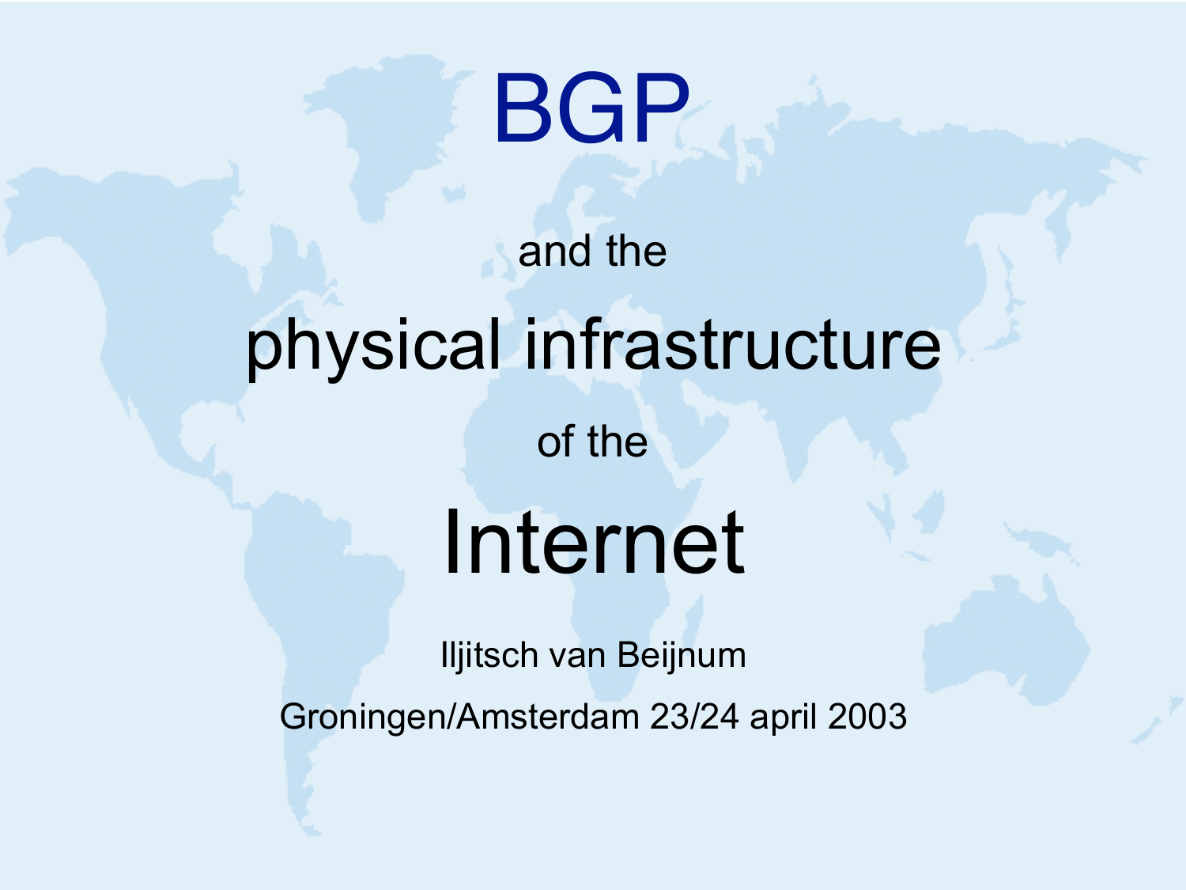# BGP

and the

# physical infrastructure

of the

# Internet

Iljitsch van Beijnum

Groningen/Amsterdam 23/24 april 2003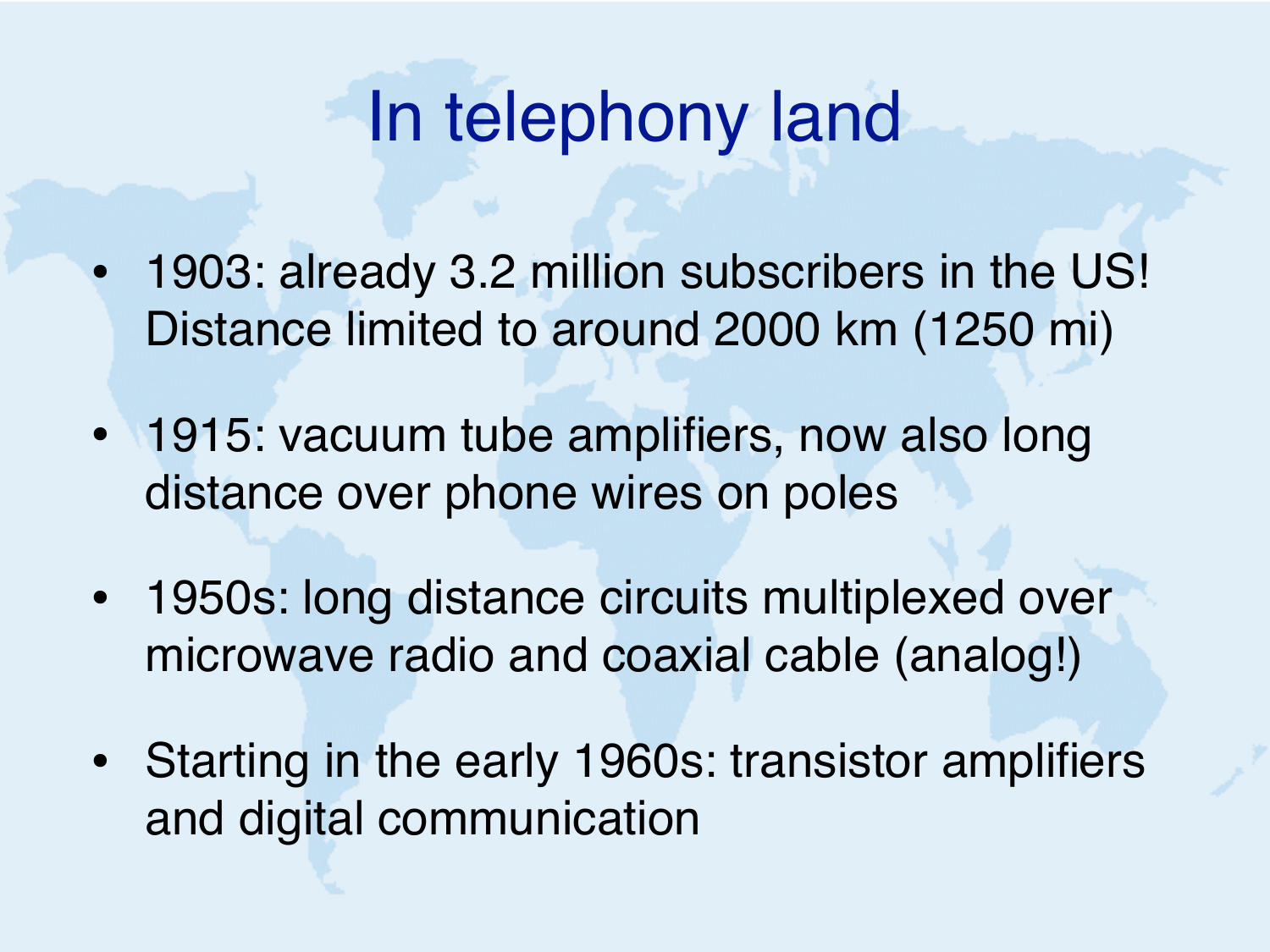# In telephony land

- 1903: already 3.2 million subscribers in the US! Distance limited to around 2000 km (1250 mi)
- 1915: vacuum tube amplifiers, now also long distance over phone wires on poles
- 1950s: long distance circuits multiplexed over microwave radio and coaxial cable (analog!)
- Starting in the early 1960s: transistor amplifiers and digital communication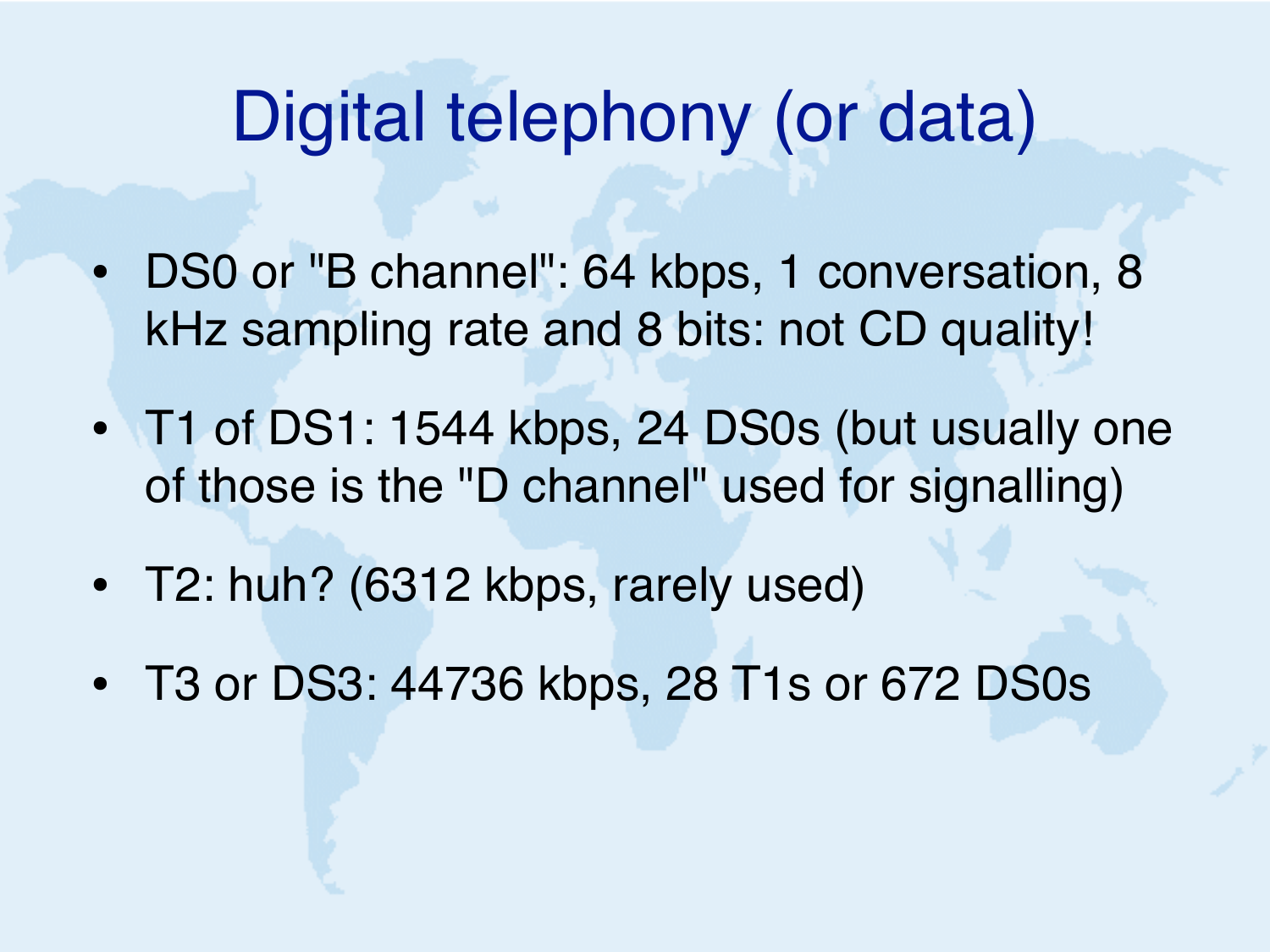# Digital telephony (or data)

- DS0 or "B channel": 64 kbps, 1 conversation, 8 kHz sampling rate and 8 bits: not CD quality!
- T1 of DS1: 1544 kbps, 24 DS0s (but usually one of those is the "D channel" used for signalling)
- T2: huh? (6312 kbps, rarely used)
- T3 or DS3: 44736 kbps, 28 T1s or 672 DS0s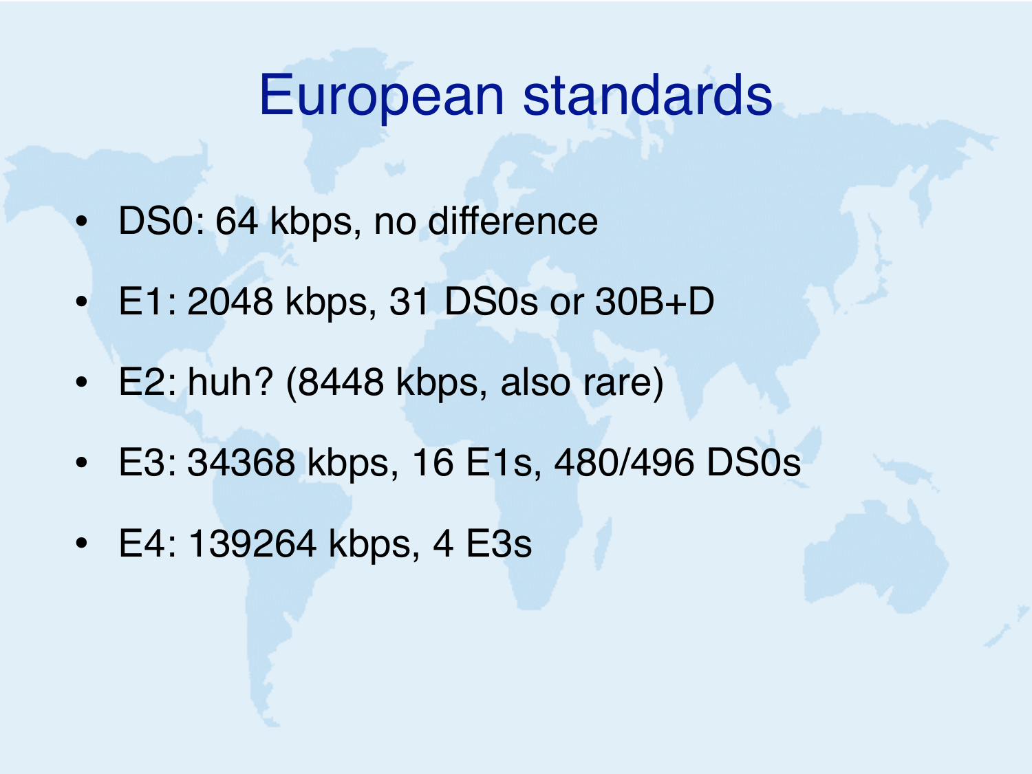# European standards

- DS0: 64 kbps, no difference
- E1: 2048 kbps, 31 DS0s or 30B+D
- E2: huh? (8448 kbps, also rare)
- E3: 34368 kbps, 16 E1s, 480/496 DS0s
- E4: 139264 kbps, 4 E3s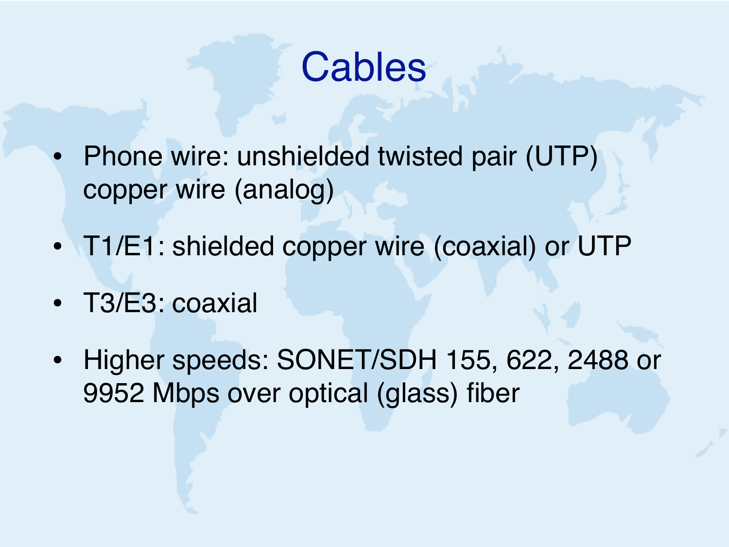# Cables

- Phone wire: unshielded twisted pair (UTP) copper wire (analog)
- T1/E1: shielded copper wire (coaxial) or UTP
- T3/E3: coaxial
- Higher speeds: SONET/SDH 155, 622, 2488 or 9952 Mbps over optical (glass) fiber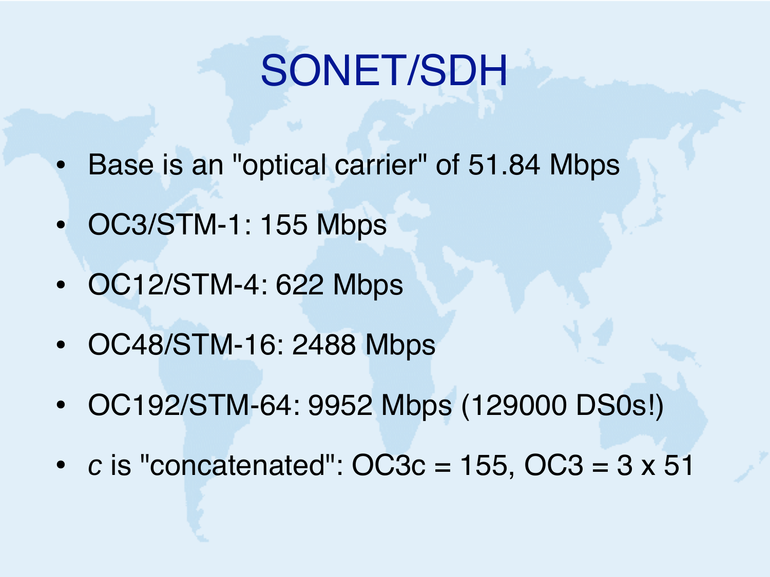# SONET/SDH

- Base is an "optical carrier" of 51.84 Mbps
- OC3/STM-1: 155 Mbps
- OC12/STM-4: 622 Mbps
- OC48/STM-16: 2488 Mbps
- OC192/STM-64: 9952 Mbps (129000 DS0s!)
- *c* is "concatenated": OC3c = 155, OC3 = 3 x 51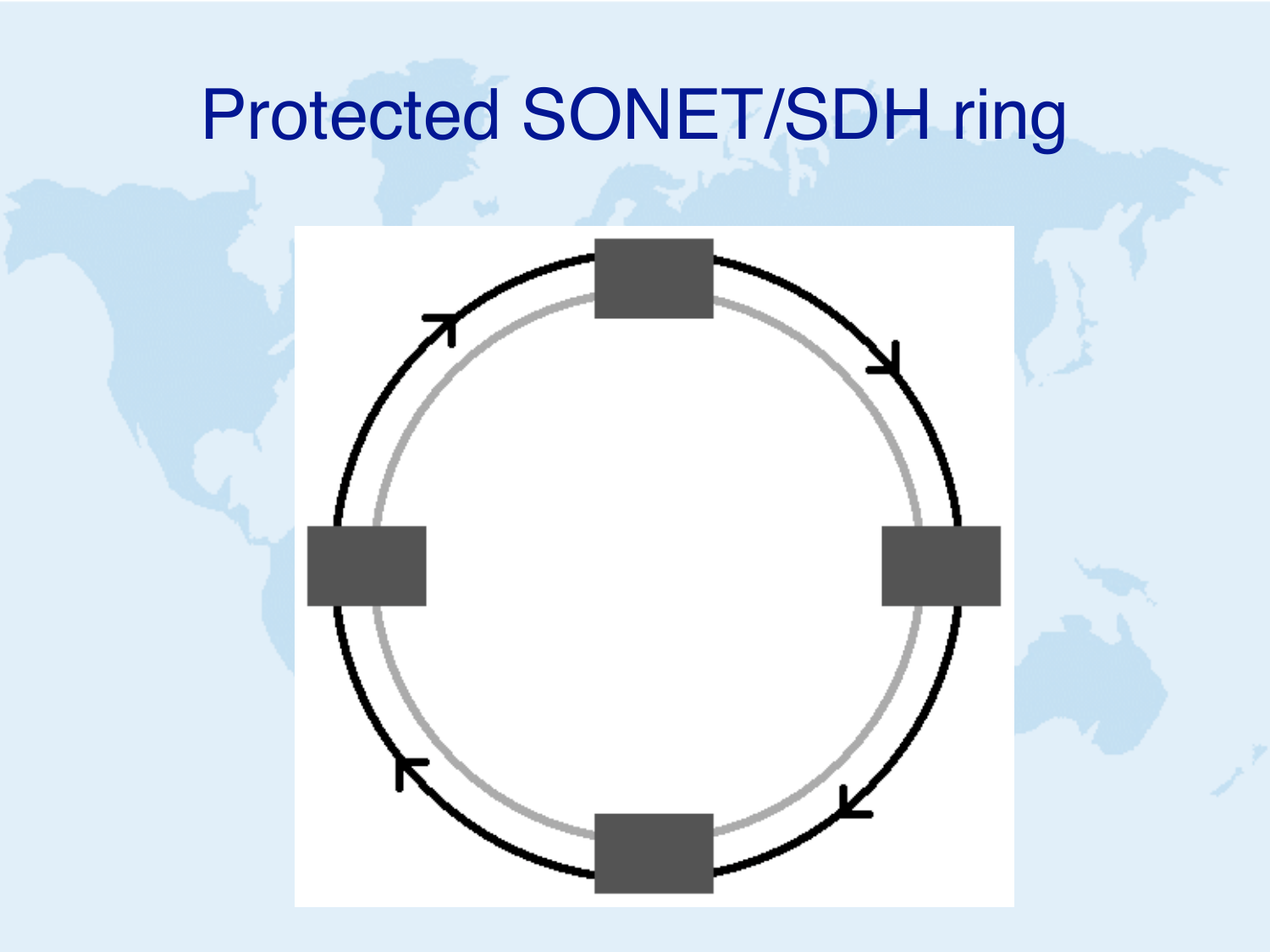# Protected SONET/SDH ring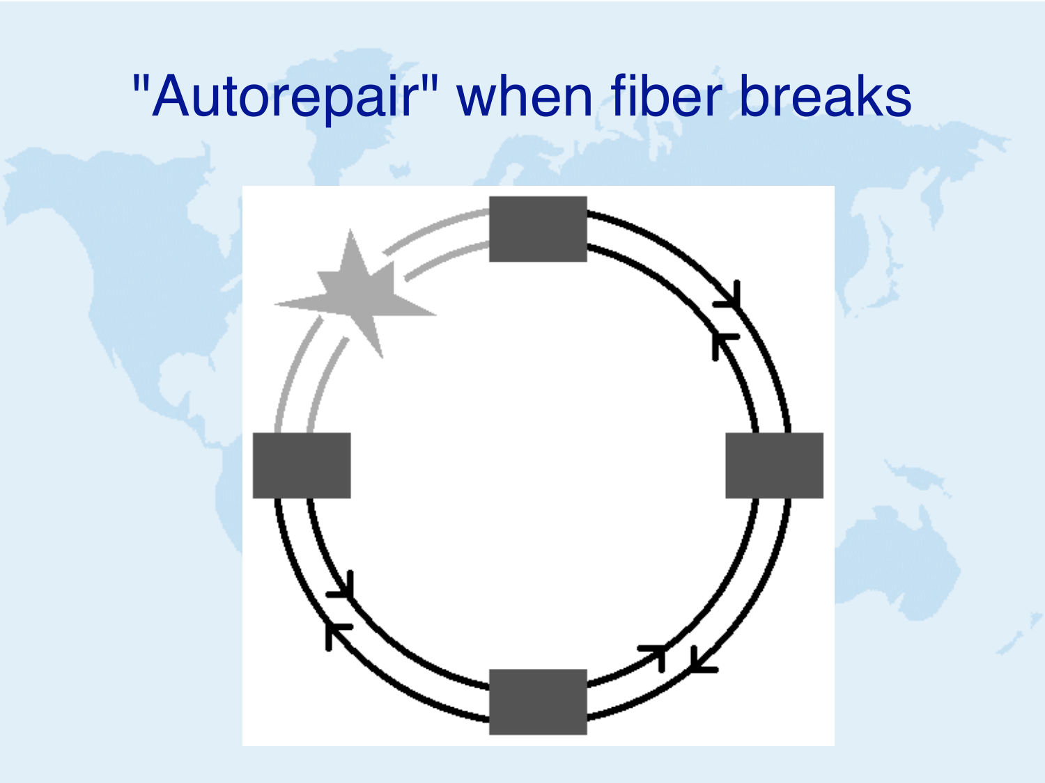# "Autorepair" when fiber breaks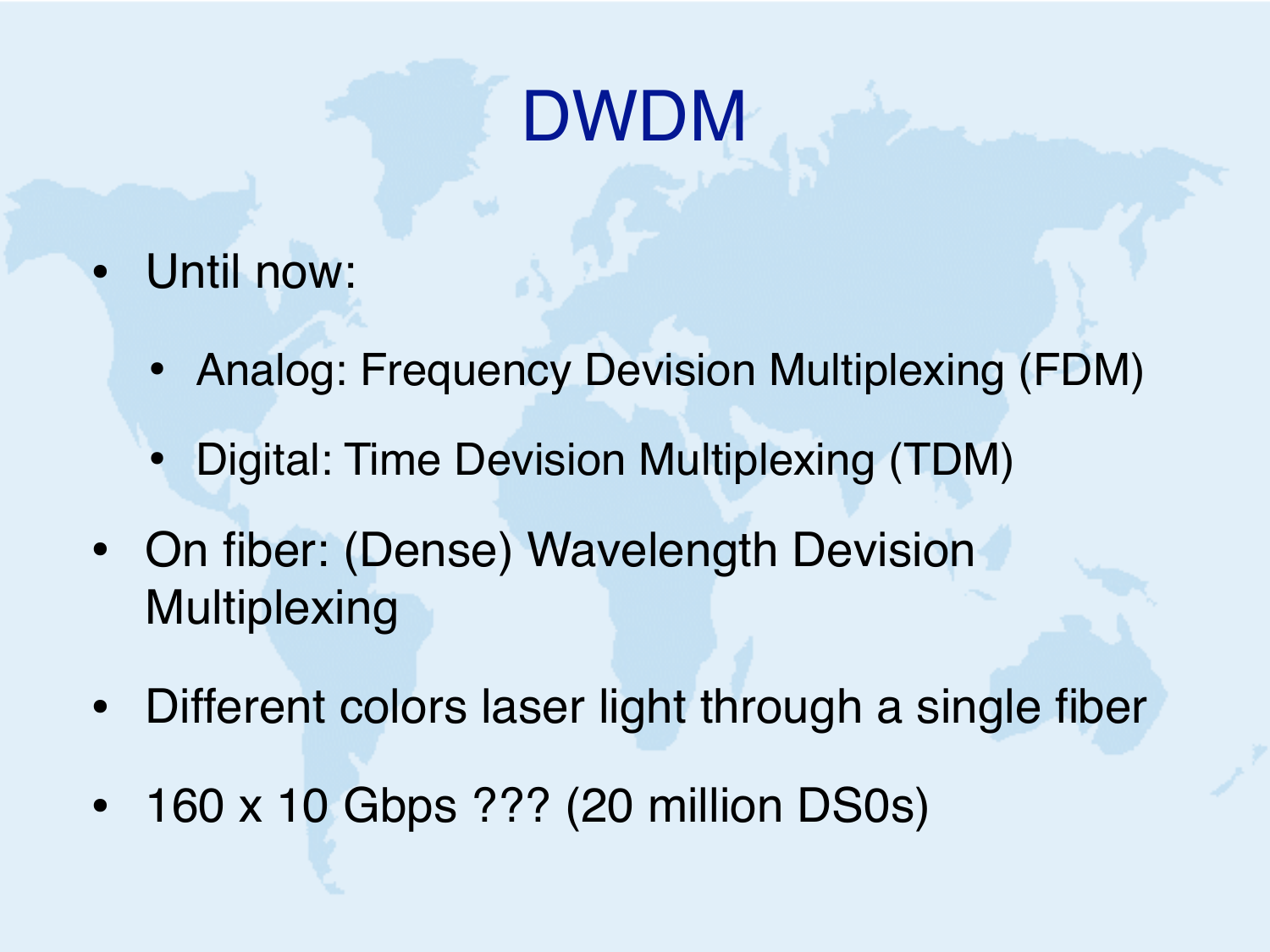# DWDM

- Until now:
  - Analog: Frequency Devision Multiplexing (FDM)
  - Digital: Time Devision Multiplexing (TDM)
- On fiber: (Dense) Wavelength Devision Multiplexing
- Different colors laser light through a single fiber
- 160 x 10 Gbps ??? (20 million DS0s)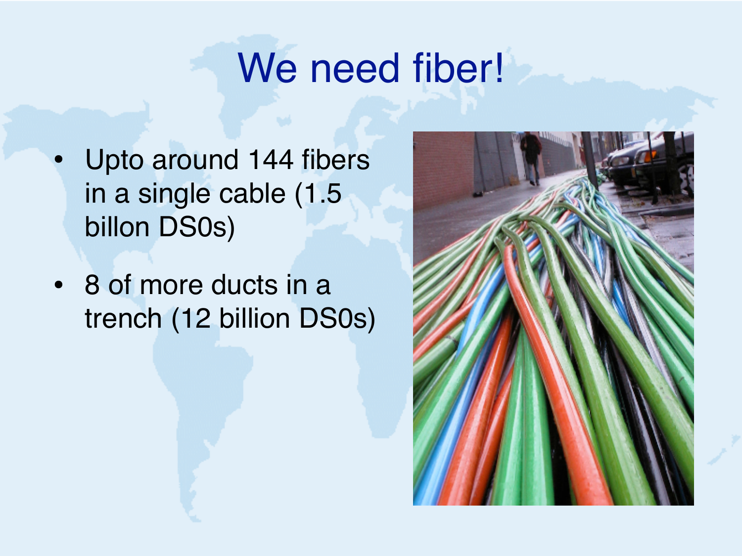# We need fiber!

- Upto around 144 fibers in a single cable (1.5 billon DS0s)
- 8 of more ducts in a trench (12 billion DS0s)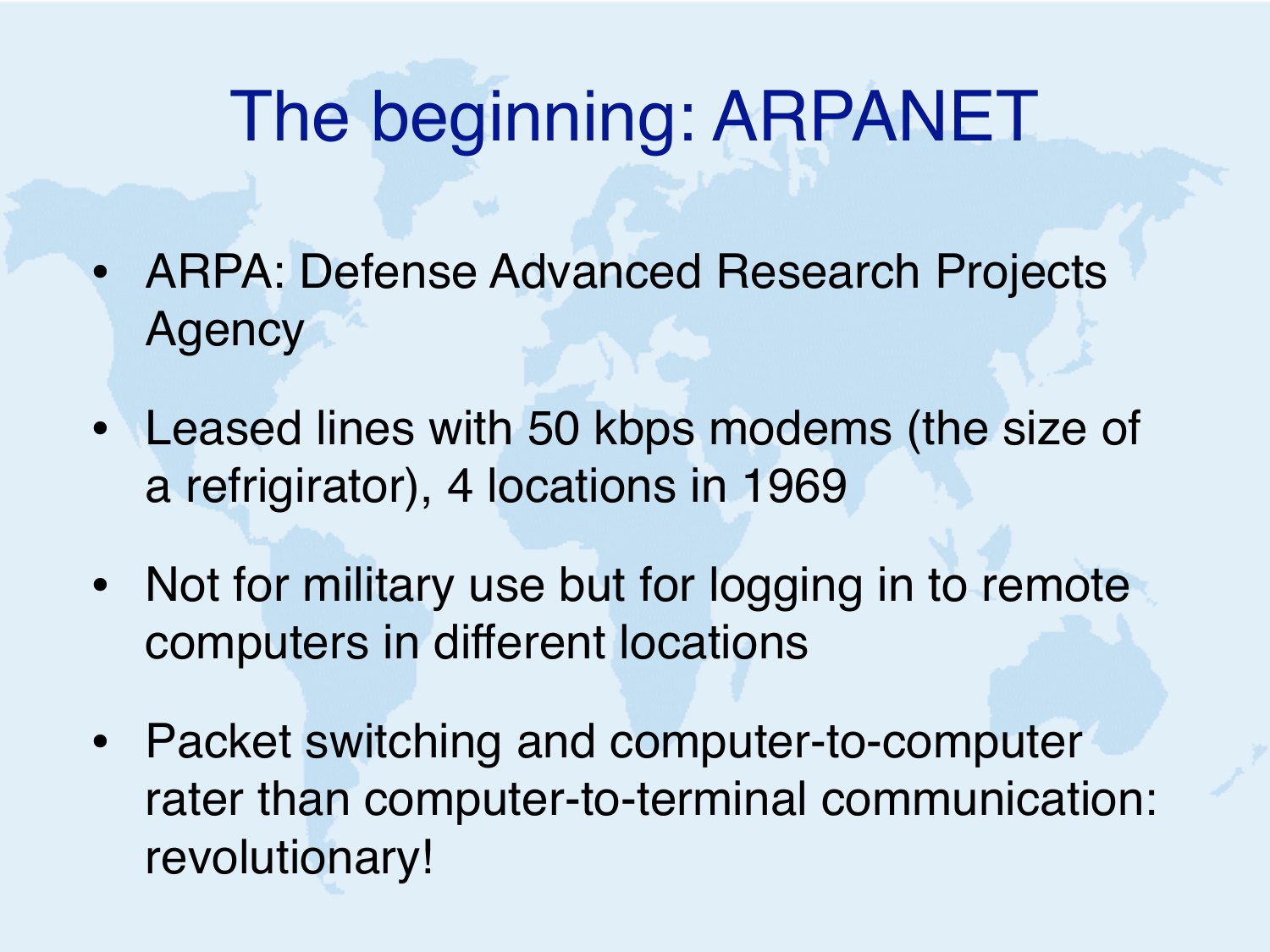# The beginning: ARPANET

- ARPA: Defense Advanced Research Projects Agency
- Leased lines with 50 kbps modems (the size of a refrigirator), 4 locations in 1969
- Not for military use but for logging in to remote computers in different locations
- Packet switching and computer-to-computer rater than computer-to-terminal communication: revolutionary!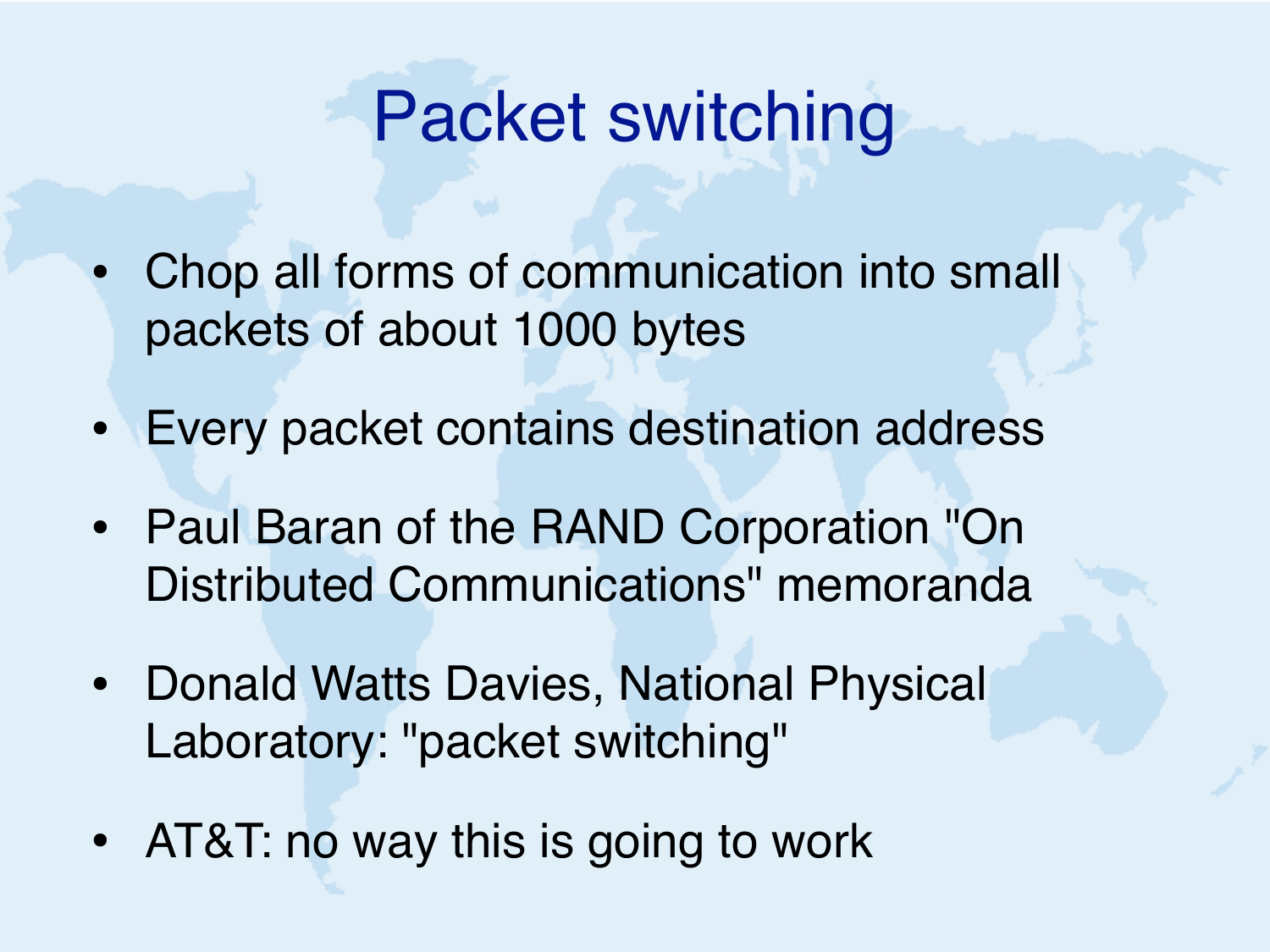# Packet switching

- Chop all forms of communication into small packets of about 1000 bytes
- Every packet contains destination address
- Paul Baran of the RAND Corporation "On Distributed Communications" memoranda
- Donald Watts Davies, National Physical Laboratory: "packet switching"
- AT&T: no way this is going to work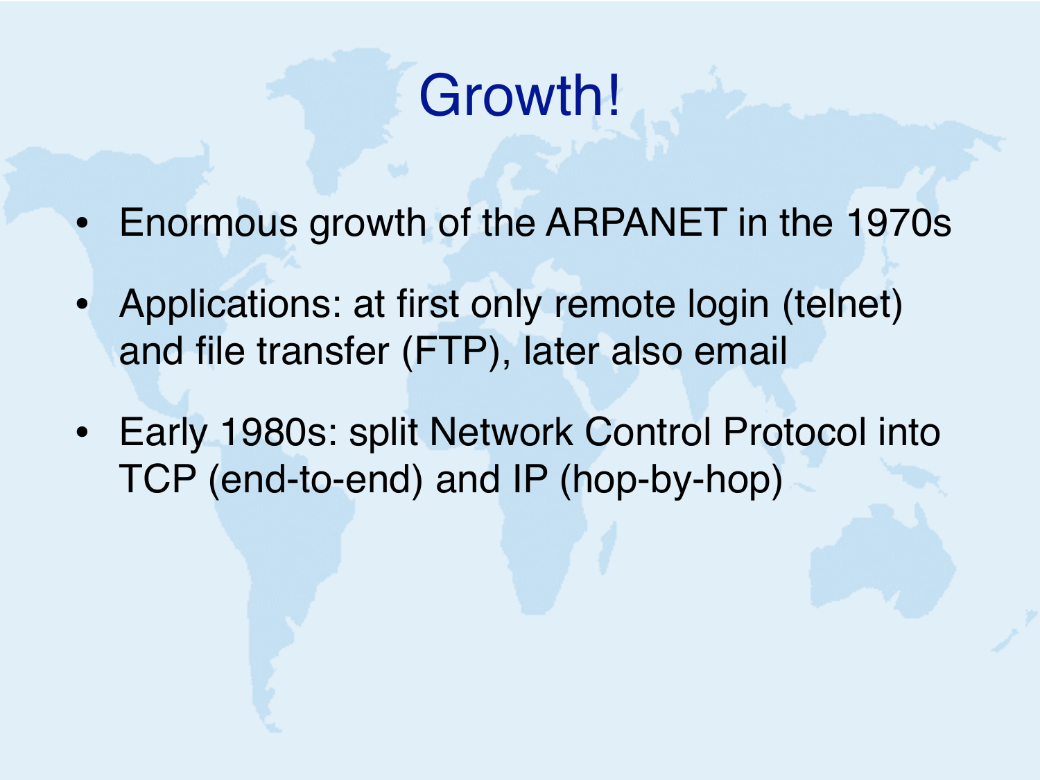# Growth!

- Enormous growth of the ARPANET in the 1970s
- Applications: at first only remote login (telnet) and file transfer (FTP), later also email
- Early 1980s: split Network Control Protocol into TCP (end-to-end) and IP (hop-by-hop)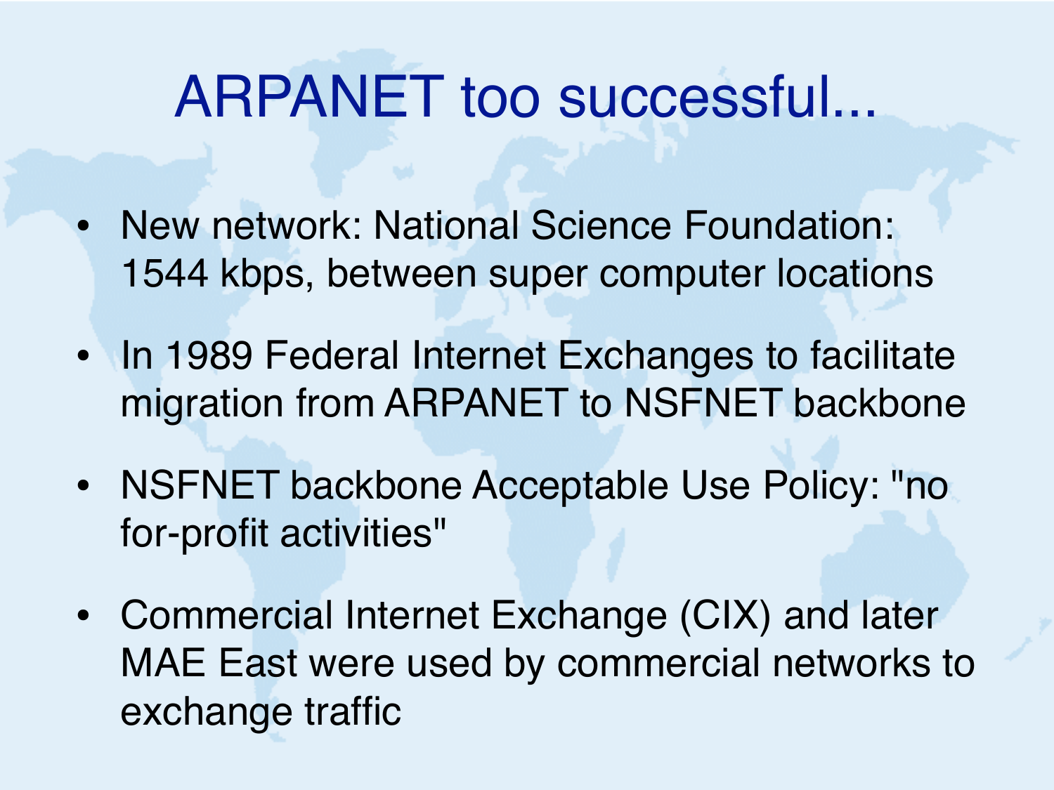# ARPANET too successful...

- New network: National Science Foundation: 1544 kbps, between super computer locations
- In 1989 Federal Internet Exchanges to facilitate migration from ARPANET to NSFNET backbone
- NSFNET backbone Acceptable Use Policy: "no for-profit activities"
- Commercial Internet Exchange (CIX) and later MAE East were used by commercial networks to exchange traffic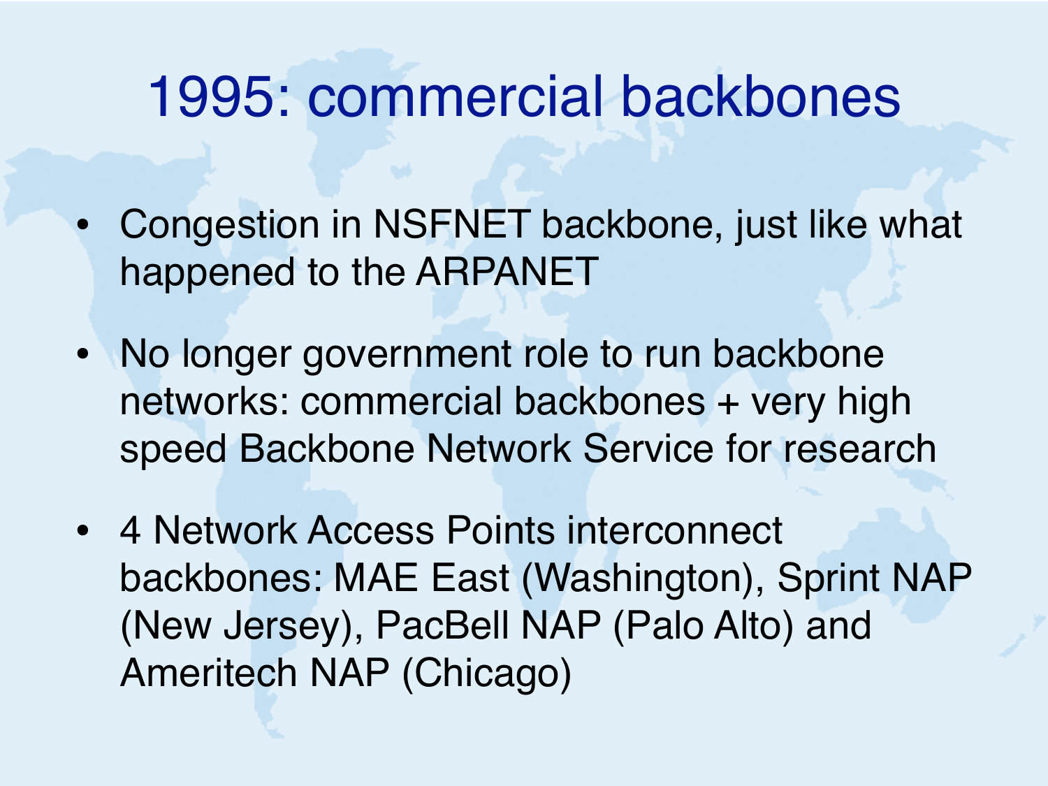# 1995: commercial backbones

- Congestion in NSFNET backbone, just like what happened to the ARPANET
- No longer government role to run backbone networks: commercial backbones + very high speed Backbone Network Service for research
- 4 Network Access Points interconnect backbones: MAE East (Washington), Sprint NAP (New Jersey), PacBell NAP (Palo Alto) and Ameritech NAP (Chicago)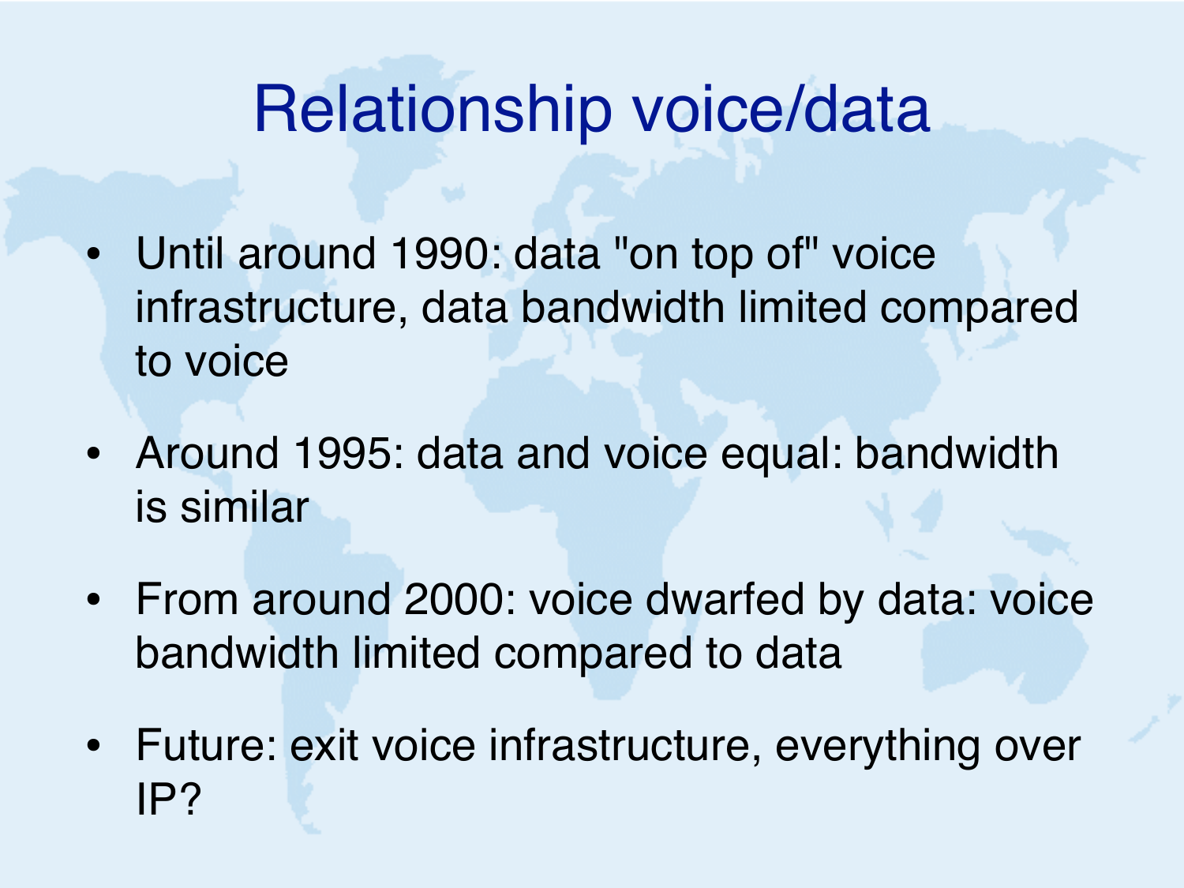# Relationship voice/data

- Until around 1990: data "on top of" voice infrastructure, data bandwidth limited compared to voice
- Around 1995: data and voice equal: bandwidth is similar
- From around 2000: voice dwarfed by data: voice bandwidth limited compared to data
- Future: exit voice infrastructure, everything over IP?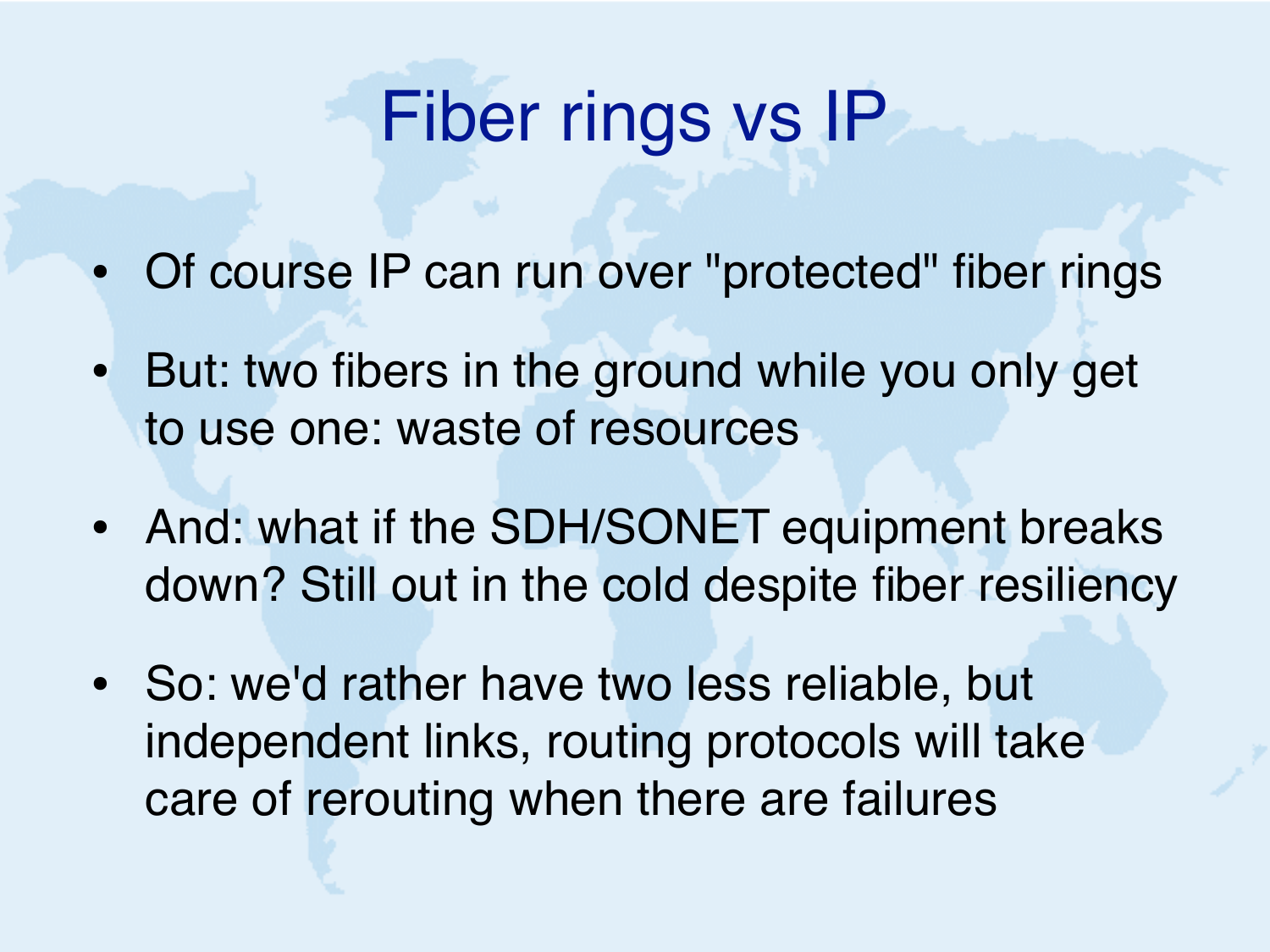# Fiber rings vs IP

- Of course IP can run over "protected" fiber rings
- But: two fibers in the ground while you only get to use one: waste of resources
- And: what if the SDH/SONET equipment breaks down? Still out in the cold despite fiber resiliency
- So: we'd rather have two less reliable, but independent links, routing protocols will take care of rerouting when there are failures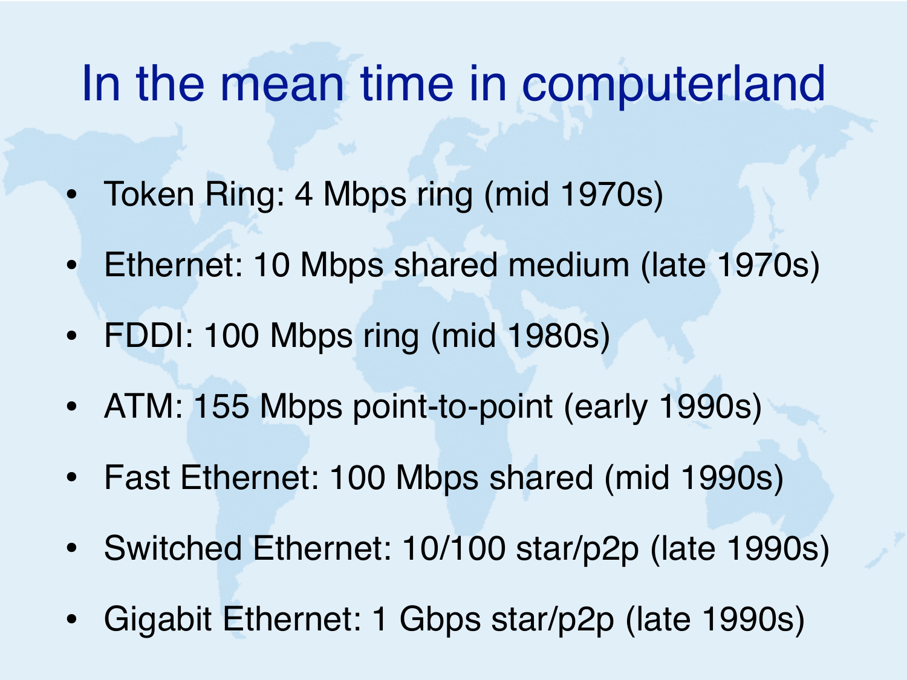# In the mean time in computerland

- Token Ring: 4 Mbps ring (mid 1970s)
- Ethernet: 10 Mbps shared medium (late 1970s)
- FDDI: 100 Mbps ring (mid 1980s)
- ATM: 155 Mbps point-to-point (early 1990s)
- Fast Ethernet: 100 Mbps shared (mid 1990s)
- Switched Ethernet: 10/100 star/p2p (late 1990s)
- Gigabit Ethernet: 1 Gbps star/p2p (late 1990s)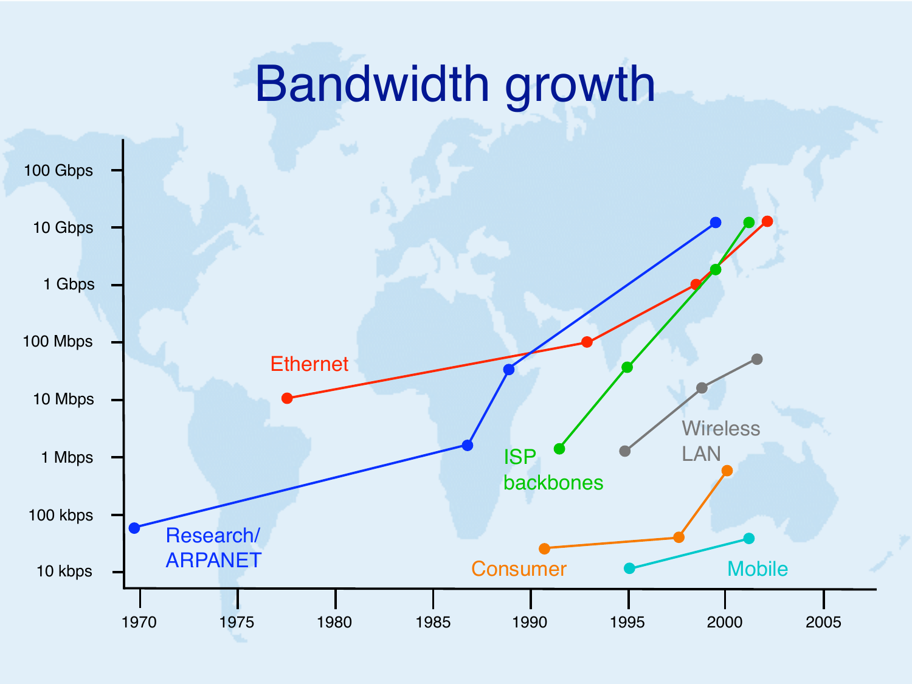# Bandwidth growth

100 Gbps
10 Gbps
1 Gbps
100 Mbps
10 Mbps
1 Mbps
100 kbps
10 kbps

1970 1975 1980 1985 1990 1995 2000 2005

Research/ ARPANET

Ethernet

ISP backbones

Wireless LAN

Consumer

Mobile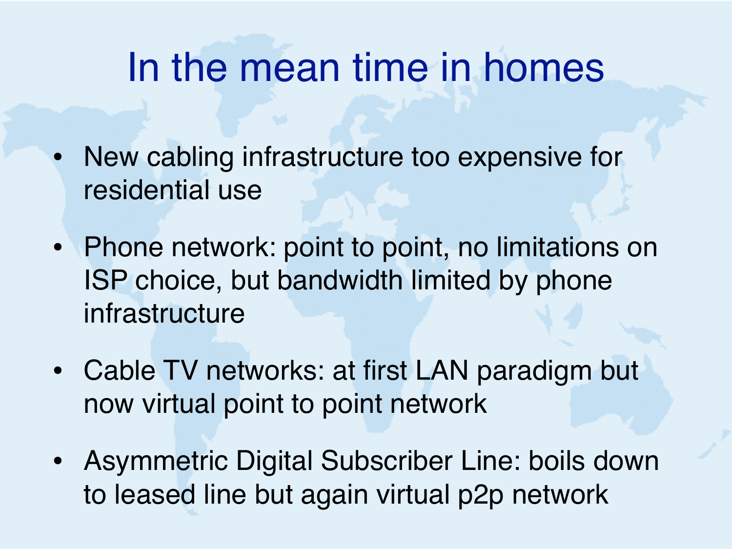# In the mean time in homes

- New cabling infrastructure too expensive for residential use
- Phone network: point to point, no limitations on ISP choice, but bandwidth limited by phone infrastructure
- Cable TV networks: at first LAN paradigm but now virtual point to point network
- Asymmetric Digital Subscriber Line: boils down to leased line but again virtual p2p network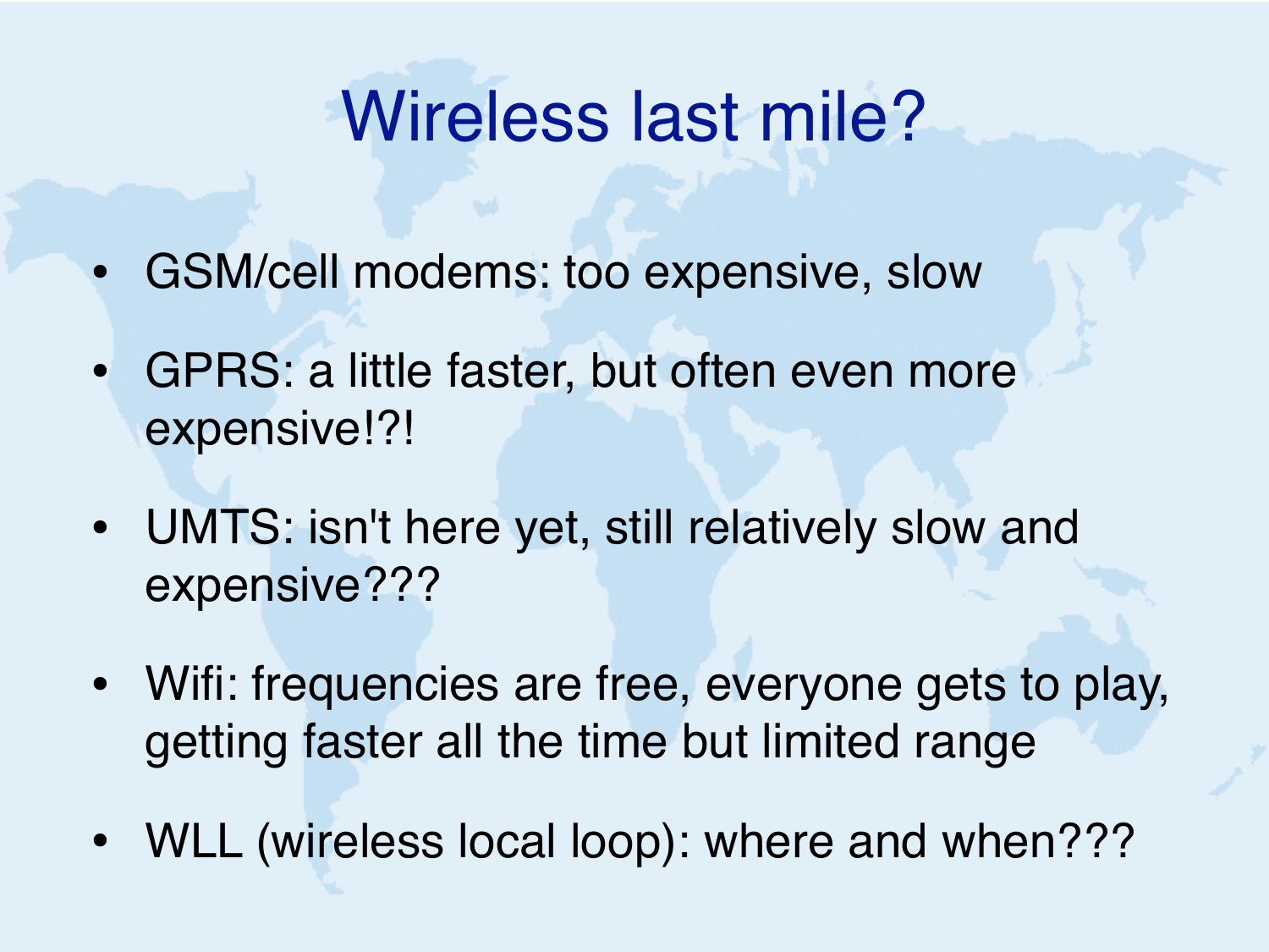# Wireless last mile?

- GSM/cell modems: too expensive, slow
- GPRS: a little faster, but often even more expensive!?!
- UMTS: isn't here yet, still relatively slow and expensive???
- Wifi: frequencies are free, everyone gets to play, getting faster all the time but limited range
- WLL (wireless local loop): where and when???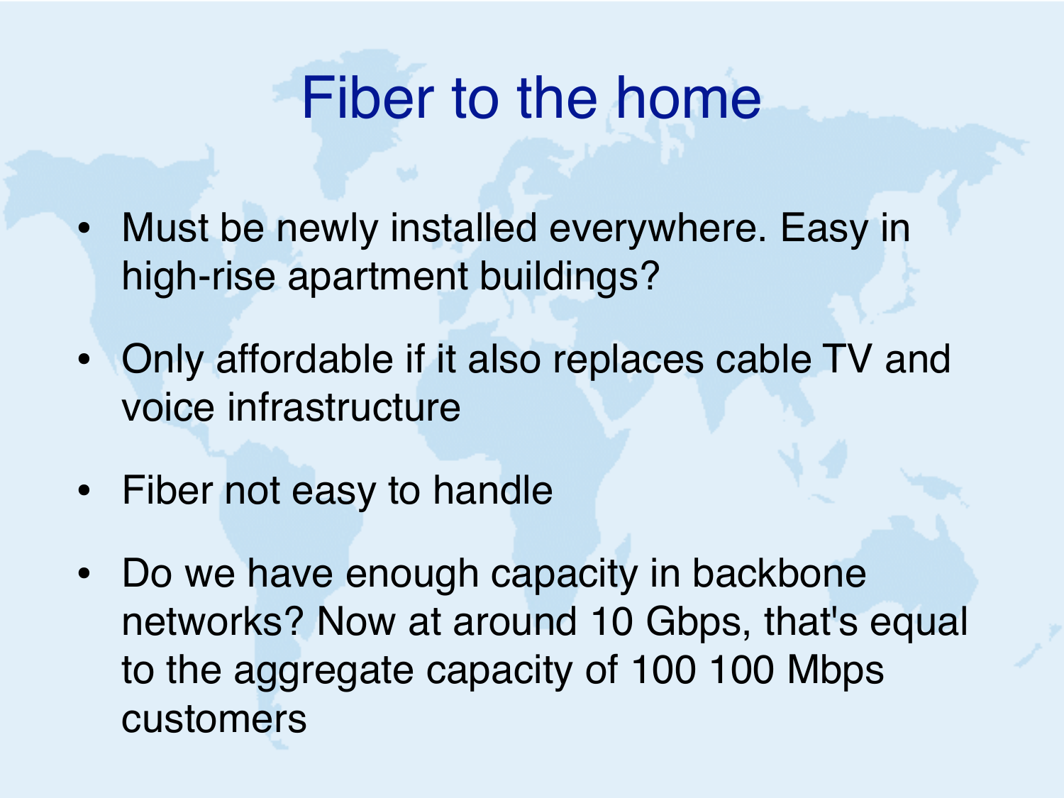# Fiber to the home

- Must be newly installed everywhere. Easy in high-rise apartment buildings?
- Only affordable if it also replaces cable TV and voice infrastructure
- Fiber not easy to handle
- Do we have enough capacity in backbone networks? Now at around 10 Gbps, that's equal to the aggregate capacity of 100 100 Mbps customers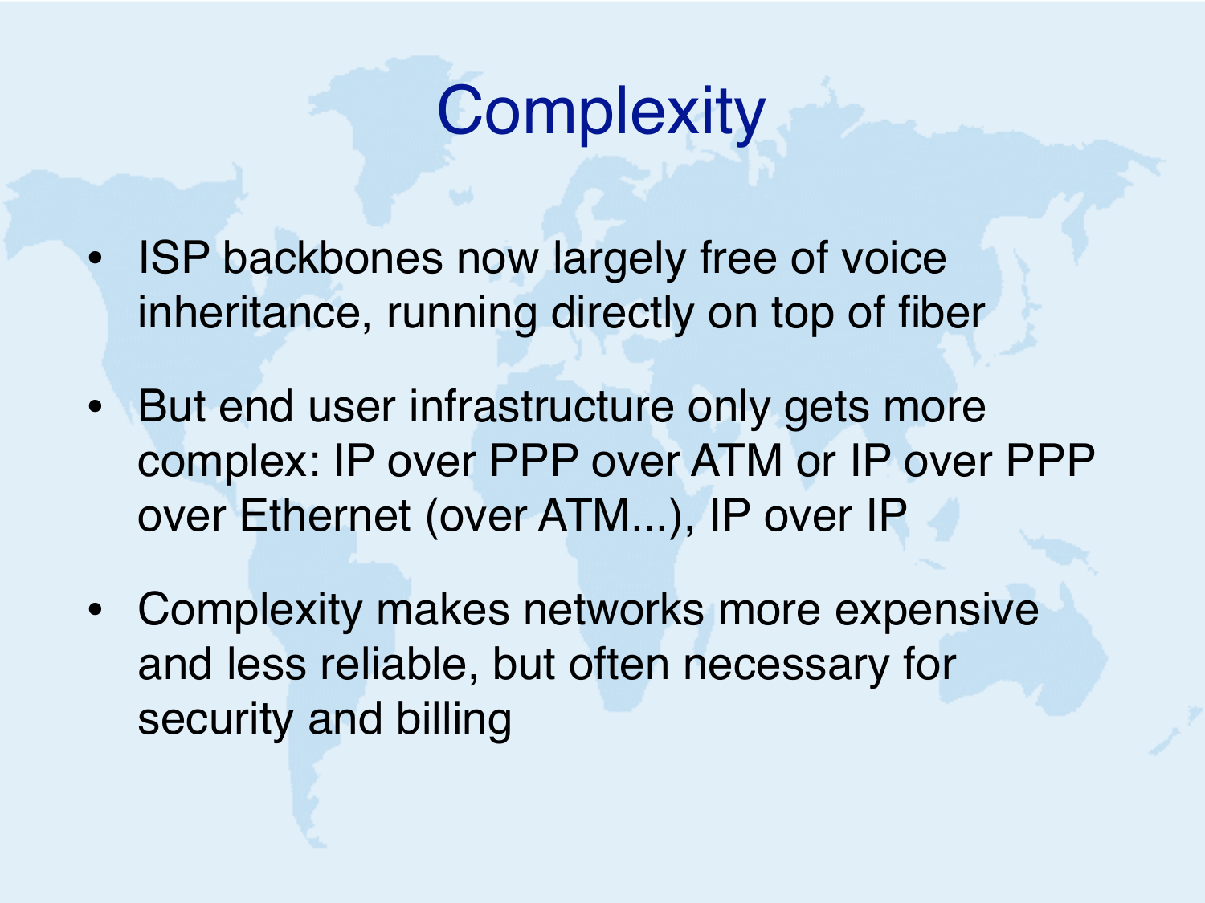# Complexity

- ISP backbones now largely free of voice inheritance, running directly on top of fiber
- But end user infrastructure only gets more complex: IP over PPP over ATM or IP over PPP over Ethernet (over ATM...), IP over IP
- Complexity makes networks more expensive and less reliable, but often necessary for security and billing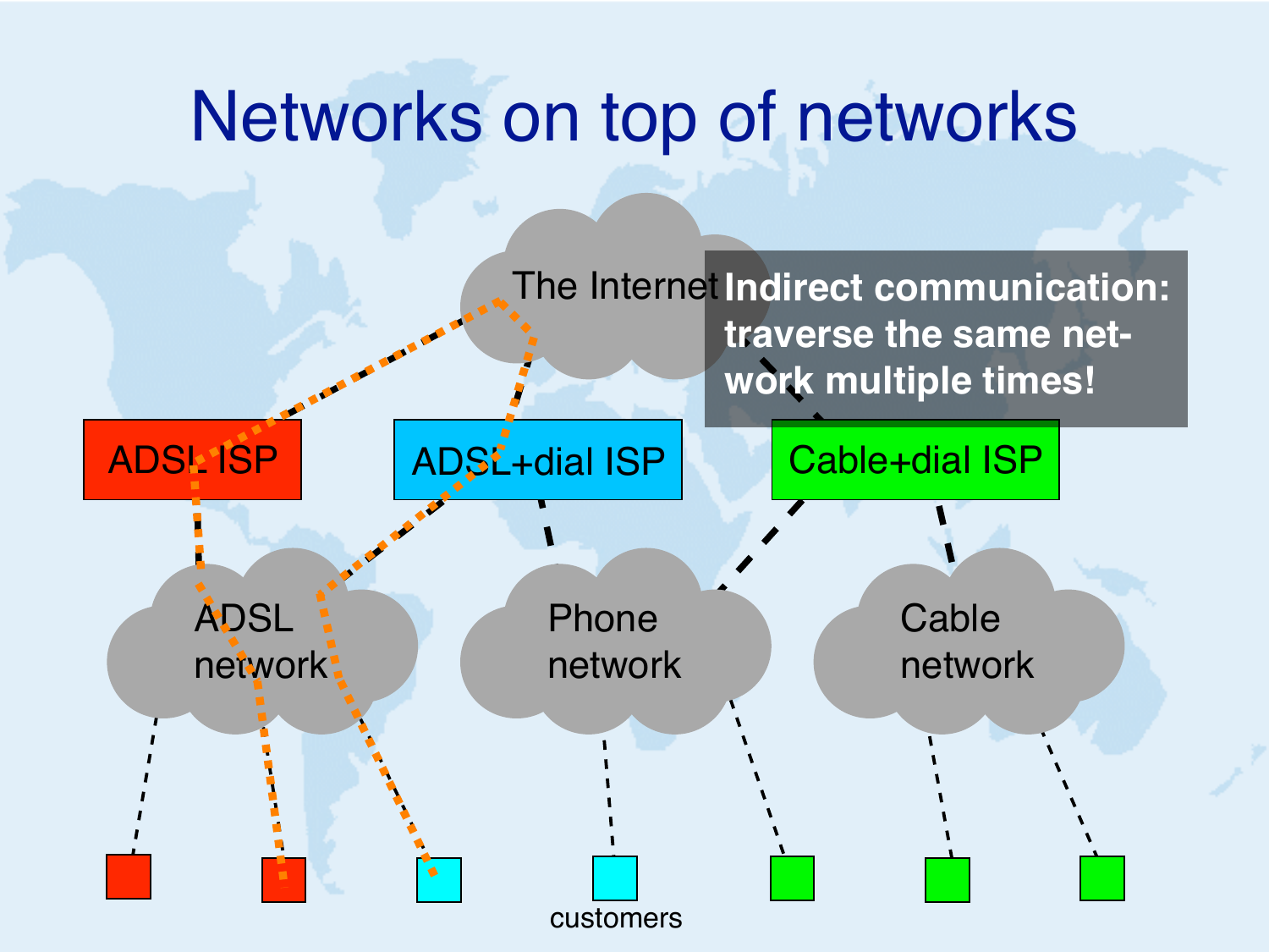# Networks on top of networks

The Internet

**Indirect communication: traverse the same network multiple times!**

ADSL ISP

ADSL+dial ISP

Cable+dial ISP

ADSL network

Phone network

Cable network

customers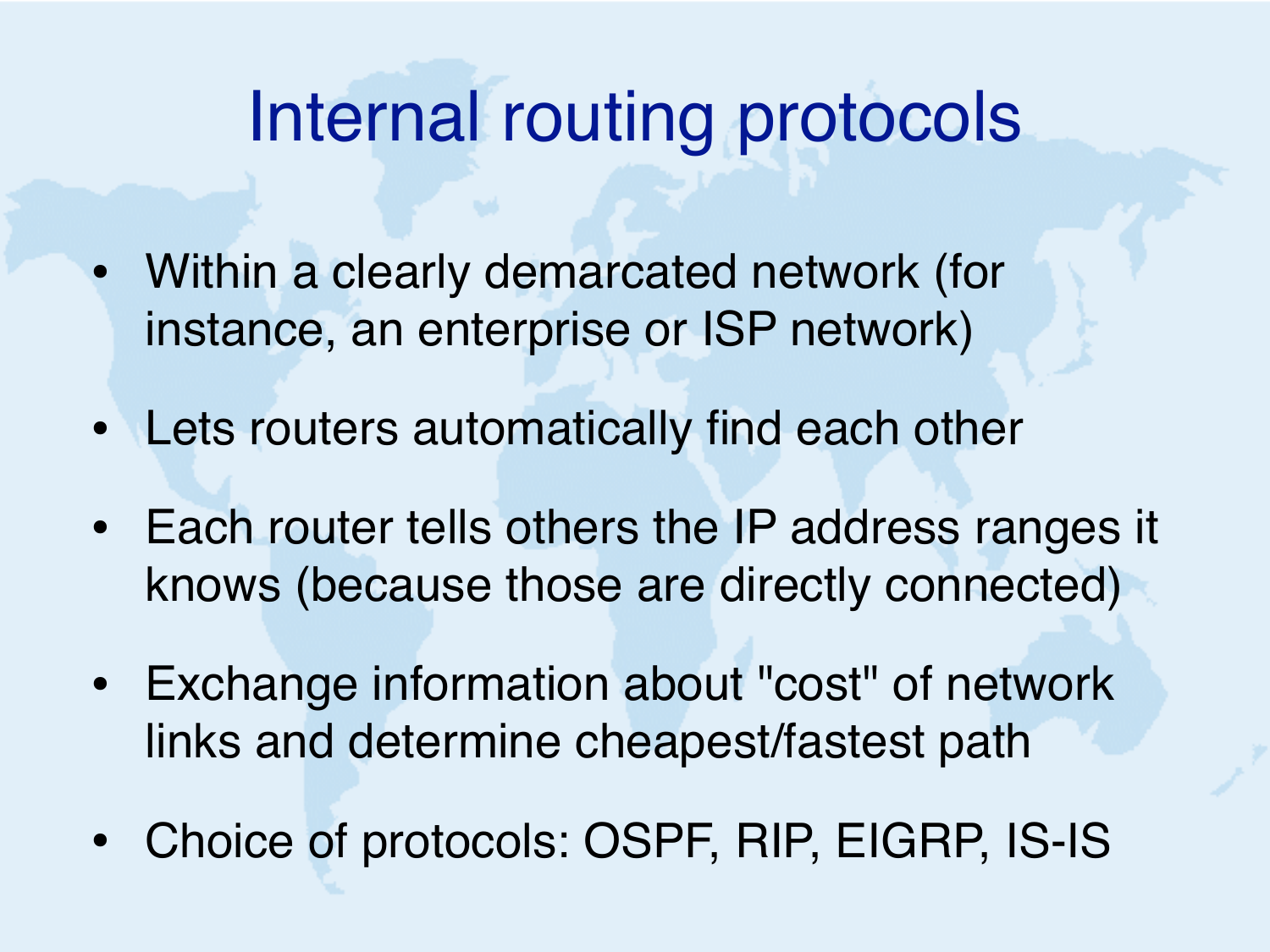# Internal routing protocols

- Within a clearly demarcated network (for instance, an enterprise or ISP network)
- Lets routers automatically find each other
- Each router tells others the IP address ranges it knows (because those are directly connected)
- Exchange information about "cost" of network links and determine cheapest/fastest path
- Choice of protocols: OSPF, RIP, EIGRP, IS-IS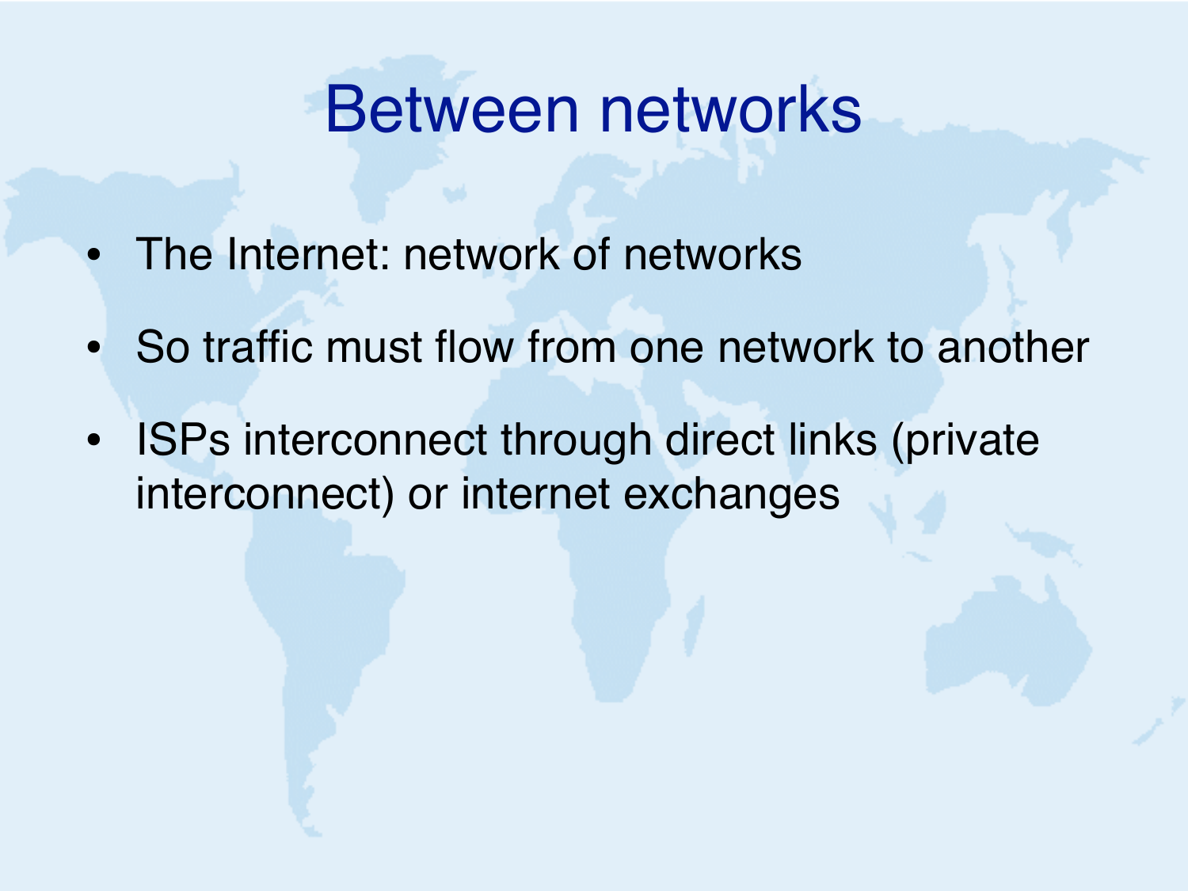# Between networks

- The Internet: network of networks
- So traffic must flow from one network to another
- ISPs interconnect through direct links (private interconnect) or internet exchanges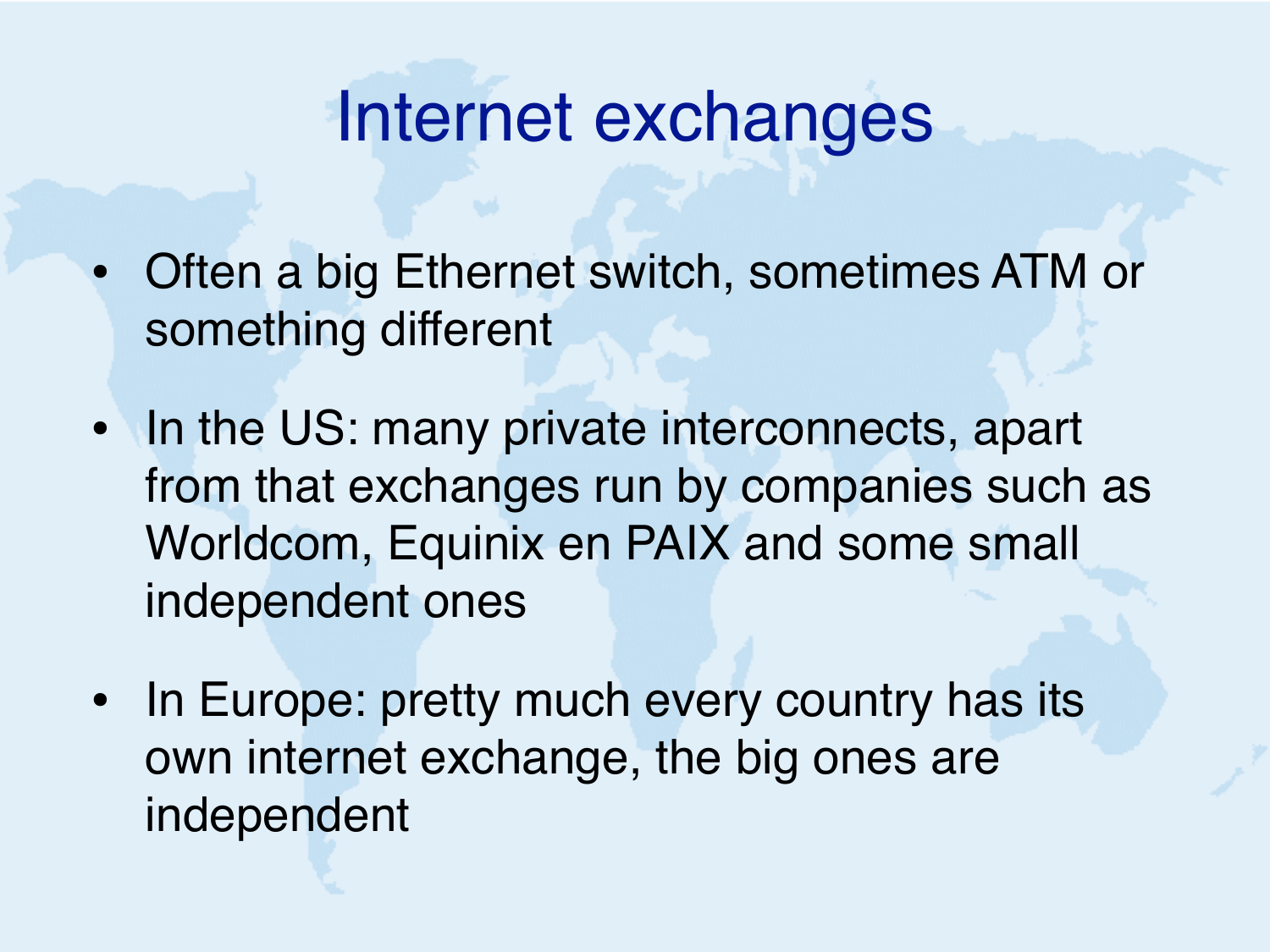# Internet exchanges

- Often a big Ethernet switch, sometimes ATM or something different
- In the US: many private interconnects, apart from that exchanges run by companies such as Worldcom, Equinix en PAIX and some small independent ones
- In Europe: pretty much every country has its own internet exchange, the big ones are independent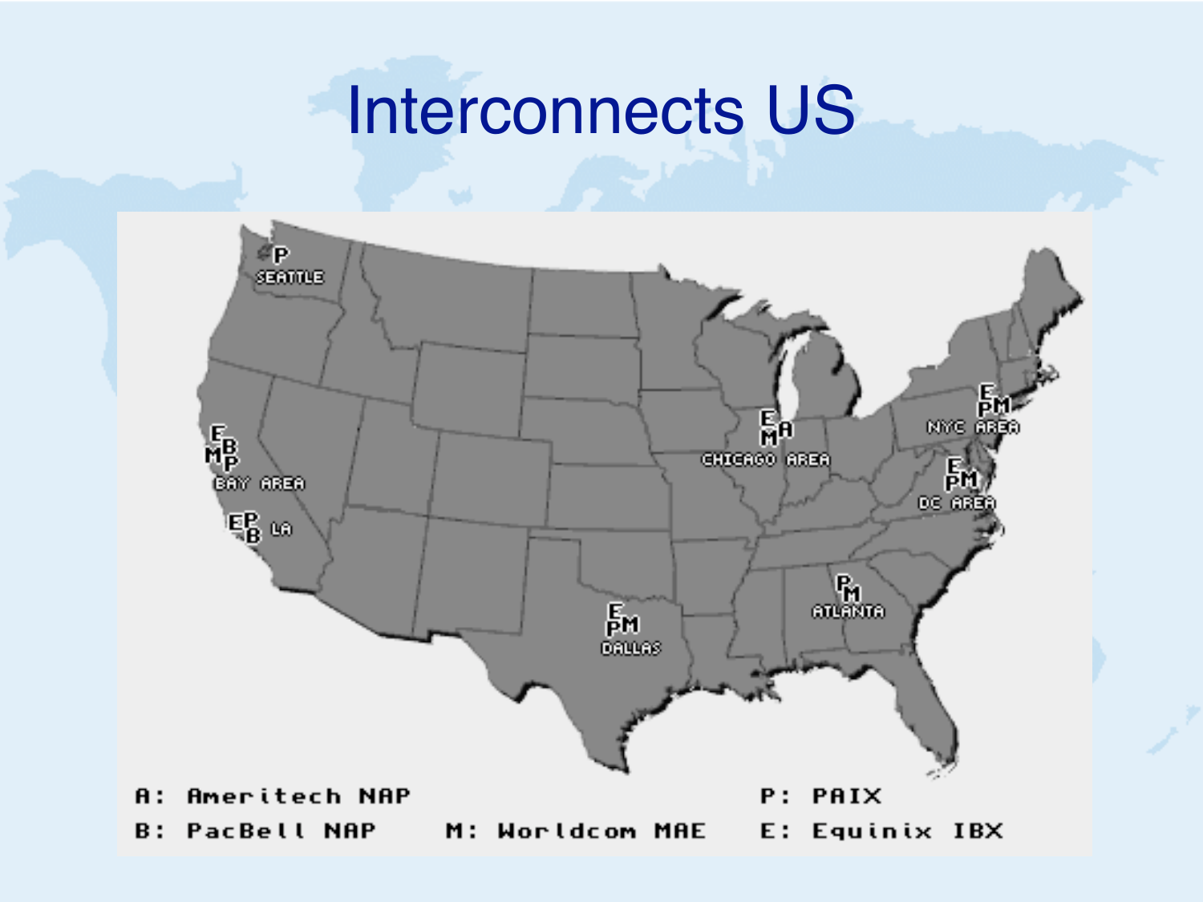# Interconnects US

SEATTLE: P

BAY AREA: E, B, M, P

LA: E, P, B

CHICAGO AREA: E, M, A

DALLAS: E, P, M

ATLANTA: P, M

NYC AREA: E, P, M

DC AREA: E, P, M

A: Ameritech NAP

B: PacBell NAP

M: Worldcom MAE

P: PAIX

E: Equinix IBX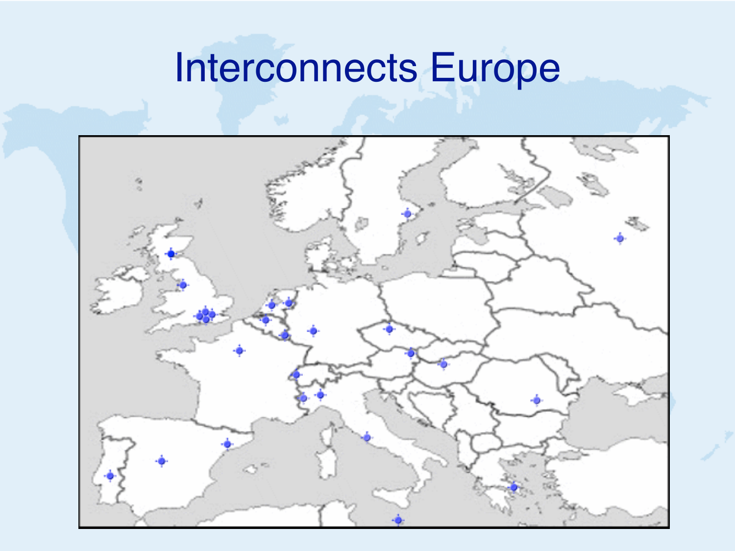# Interconnects Europe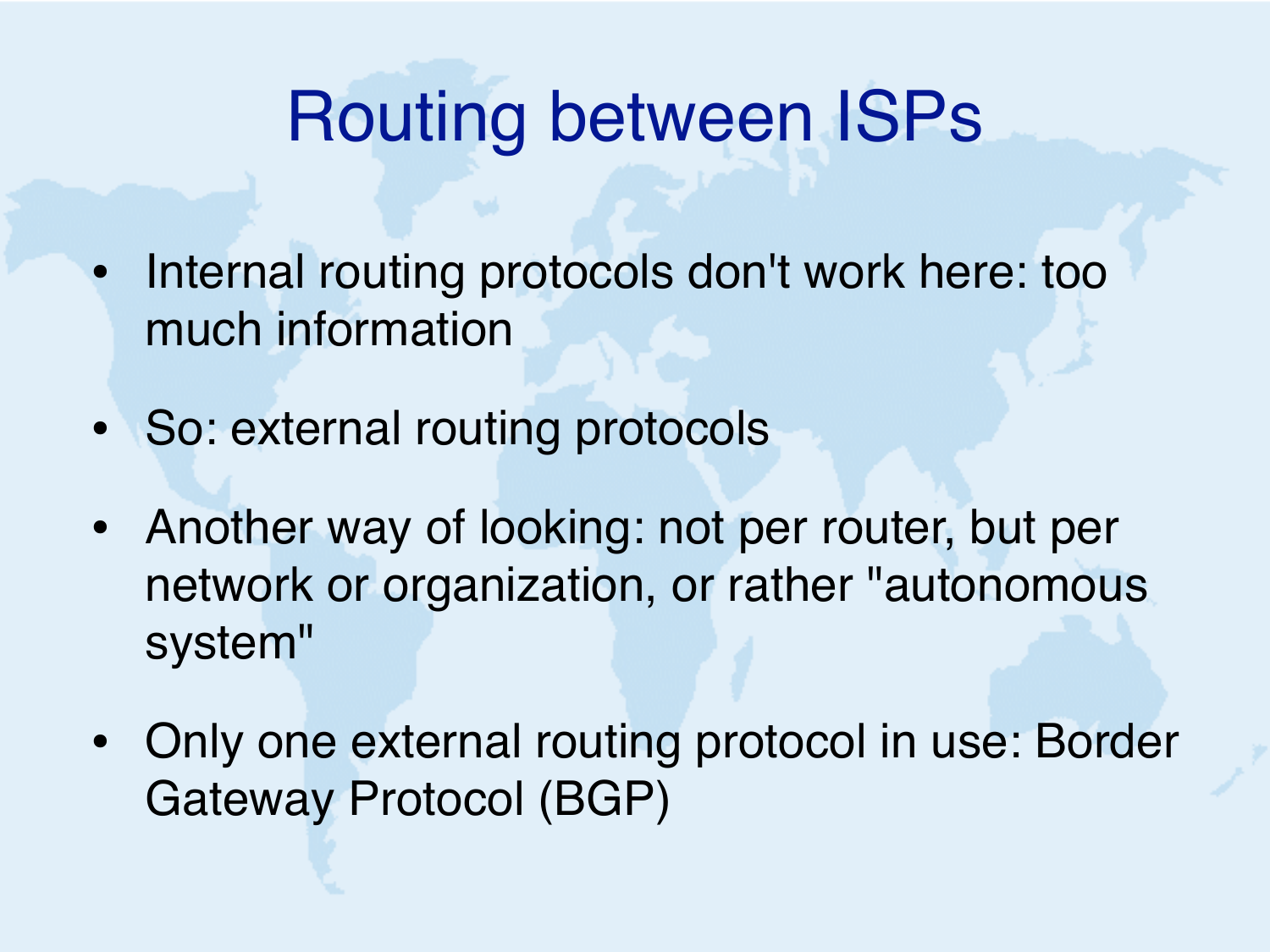# Routing between ISPs

- Internal routing protocols don't work here: too much information
- So: external routing protocols
- Another way of looking: not per router, but per network or organization, or rather "autonomous system"
- Only one external routing protocol in use: Border Gateway Protocol (BGP)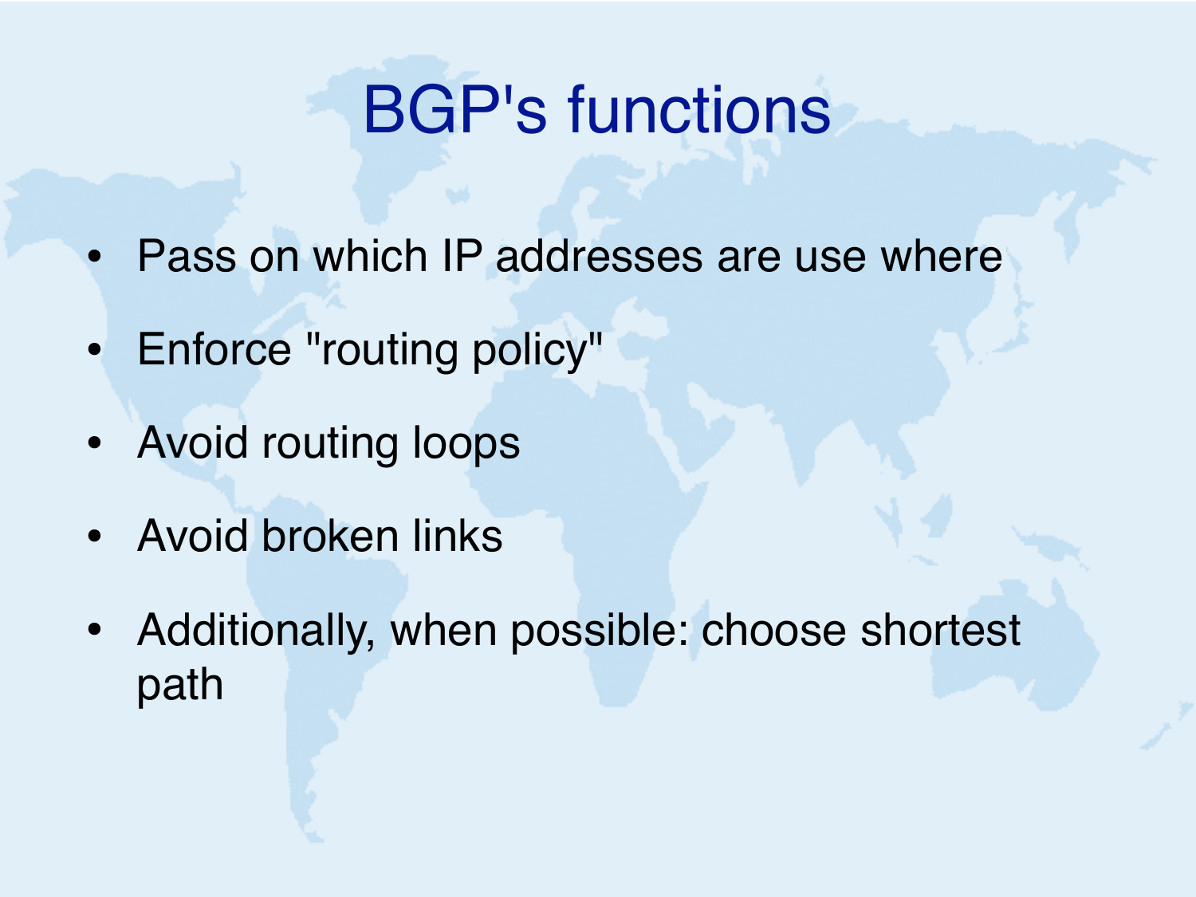# BGP's functions

- Pass on which IP addresses are use where
- Enforce "routing policy"
- Avoid routing loops
- Avoid broken links
- Additionally, when possible: choose shortest path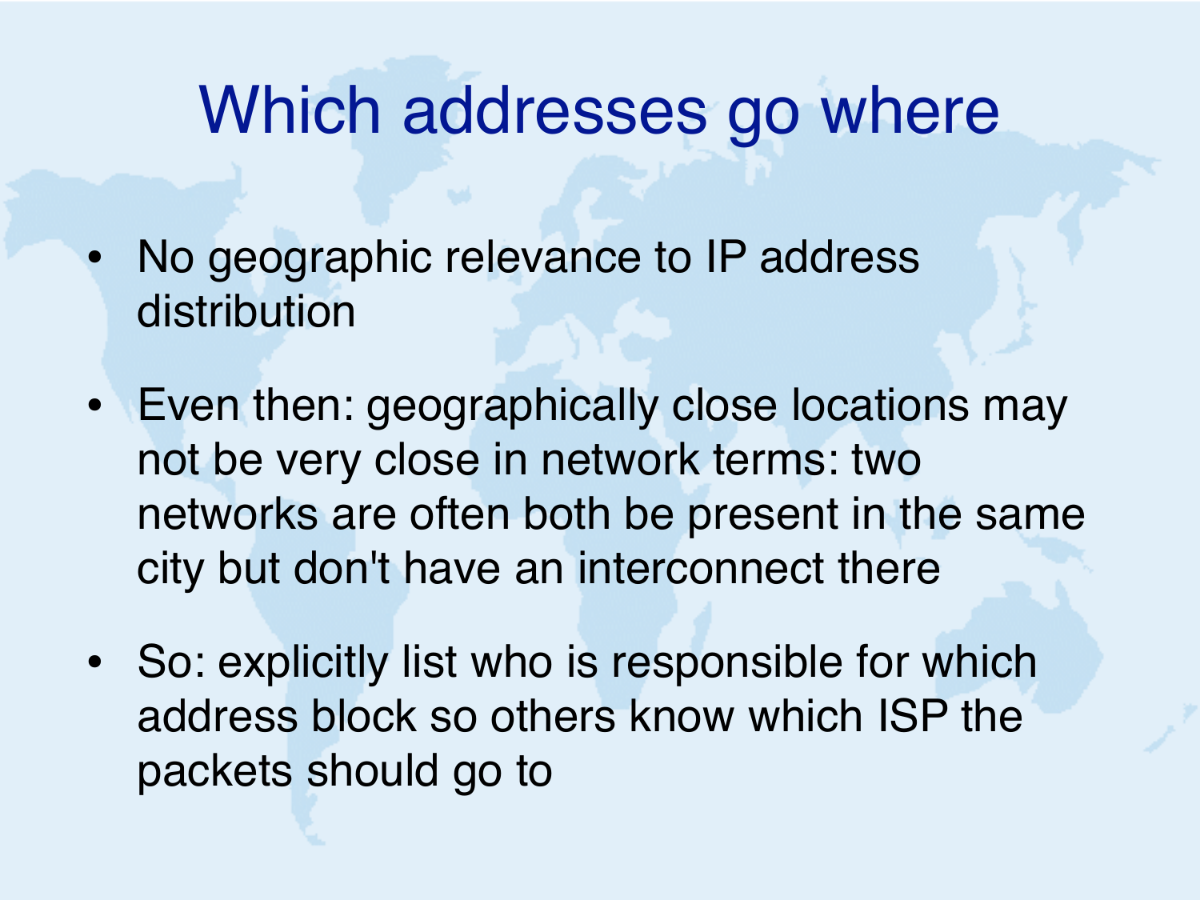# Which addresses go where

- No geographic relevance to IP address distribution
- Even then: geographically close locations may not be very close in network terms: two networks are often both be present in the same city but don't have an interconnect there
- So: explicitly list who is responsible for which address block so others know which ISP the packets should go to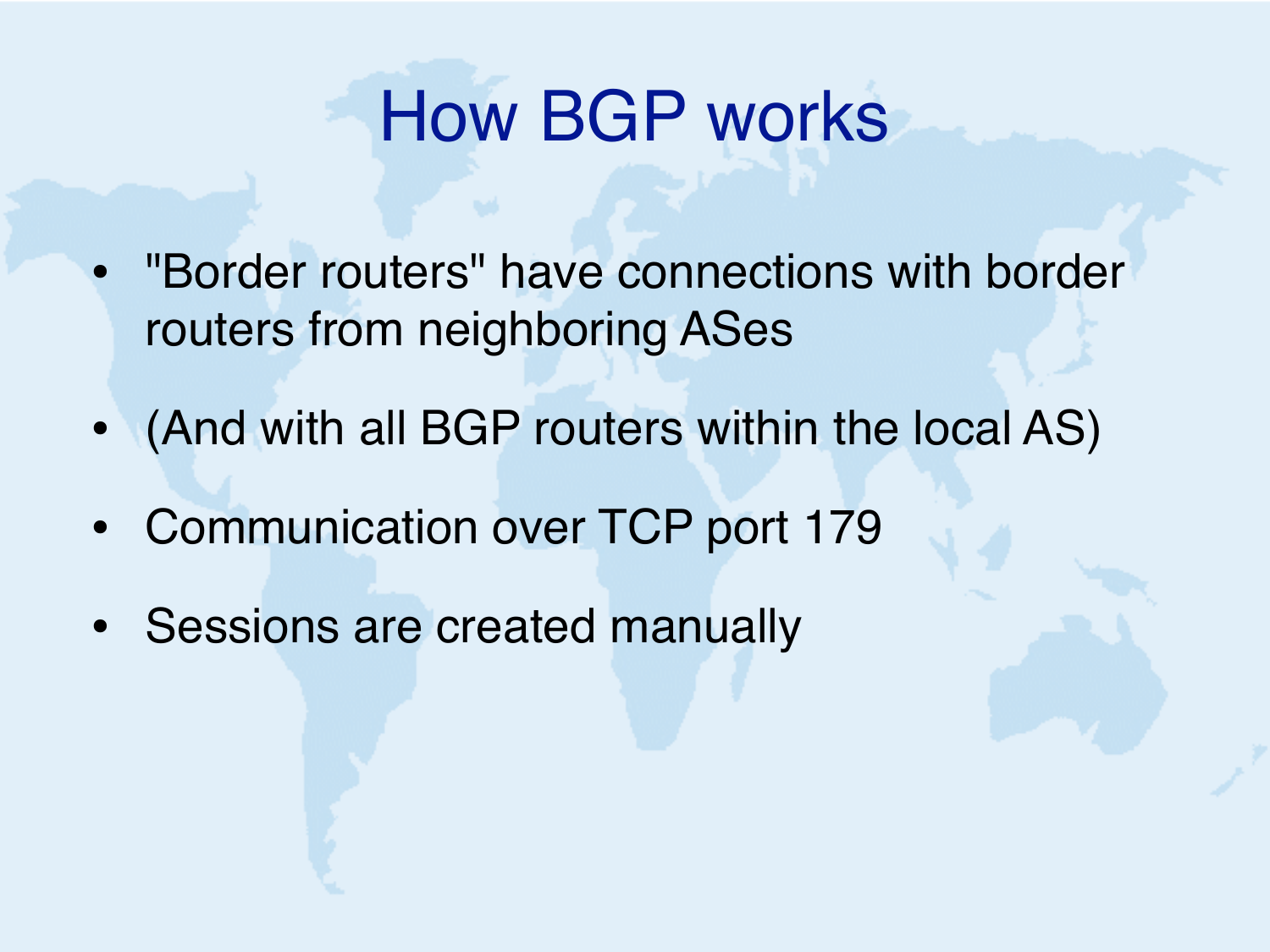# How BGP works

- "Border routers" have connections with border routers from neighboring ASes
- (And with all BGP routers within the local AS)
- Communication over TCP port 179
- Sessions are created manually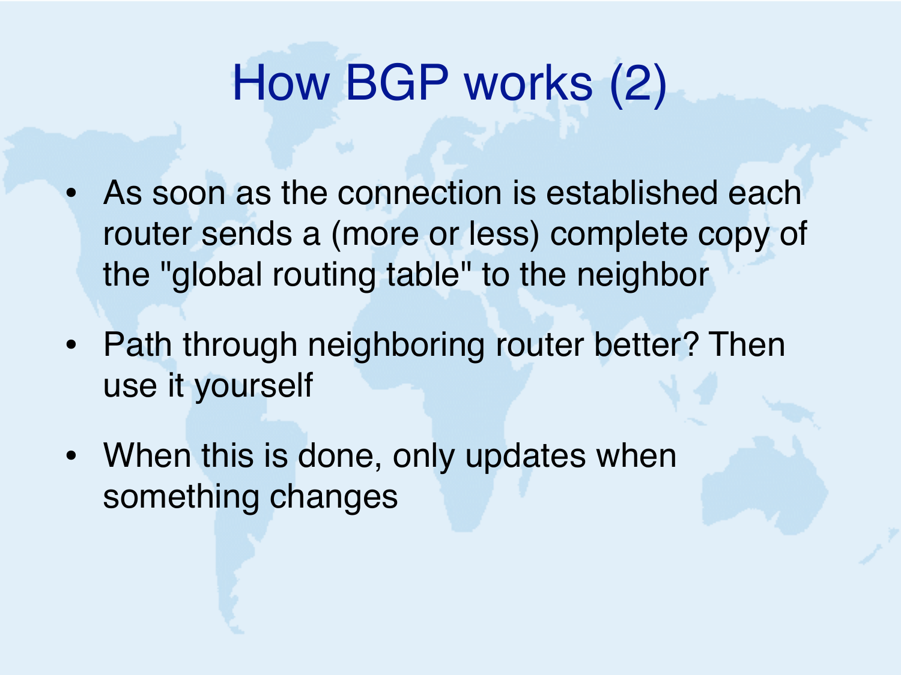# How BGP works (2)

- As soon as the connection is established each router sends a (more or less) complete copy of the "global routing table" to the neighbor
- Path through neighboring router better? Then use it yourself
- When this is done, only updates when something changes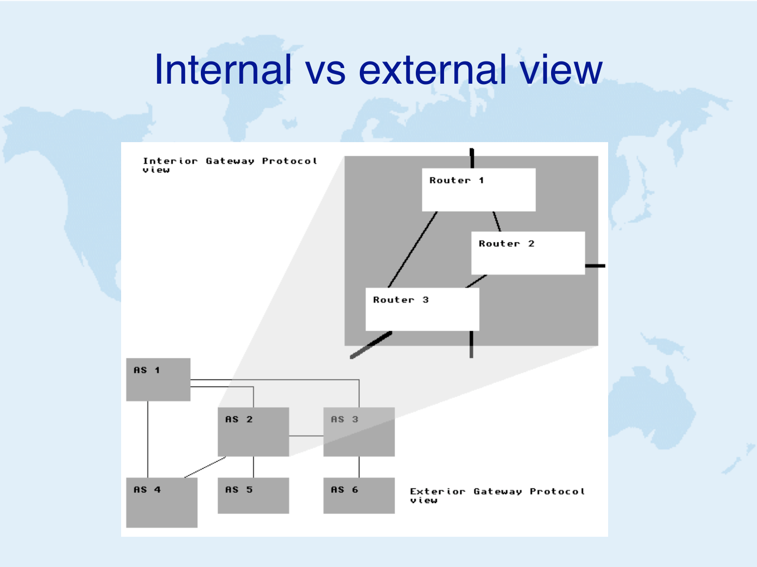# Internal vs external view

Interior Gateway Protocol view

Router 1

Router 2

Router 3

AS 1

AS 2

AS 3

AS 4

AS 5

AS 6

Exterior Gateway Protocol view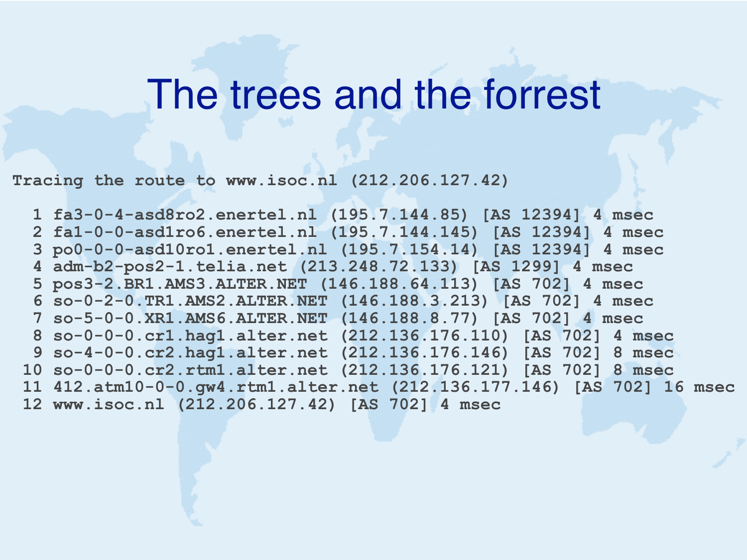# The trees and the forrest

```
Tracing the route to www.isoc.nl (212.206.127.42)

  1 fa3-0-4-asd8ro2.enertel.nl (195.7.144.85) [AS 12394] 4 msec
  2 fa1-0-0-asd1ro6.enertel.nl (195.7.144.145) [AS 12394] 4 msec
  3 po0-0-0-asd10ro1.enertel.nl (195.7.154.14) [AS 12394] 4 msec
  4 adm-b2-pos2-1.telia.net (213.248.72.133) [AS 1299] 4 msec
  5 pos3-2.BR1.AMS3.ALTER.NET (146.188.64.113) [AS 702] 4 msec
  6 so-0-2-0.TR1.AMS2.ALTER.NET (146.188.3.213) [AS 702] 4 msec
  7 so-5-0-0.XR1.AMS6.ALTER.NET (146.188.8.77) [AS 702] 4 msec
  8 so-0-0-0.cr1.hag1.alter.net (212.136.176.110) [AS 702] 4 msec
  9 so-4-0-0.cr2.hag1.alter.net (212.136.176.146) [AS 702] 8 msec
 10 so-0-0-0.cr2.rtm1.alter.net (212.136.176.121) [AS 702] 8 msec
 11 412.atm10-0-0.gw4.rtm1.alter.net (212.136.177.146) [AS 702] 16 msec
 12 www.isoc.nl (212.206.127.42) [AS 702] 4 msec
```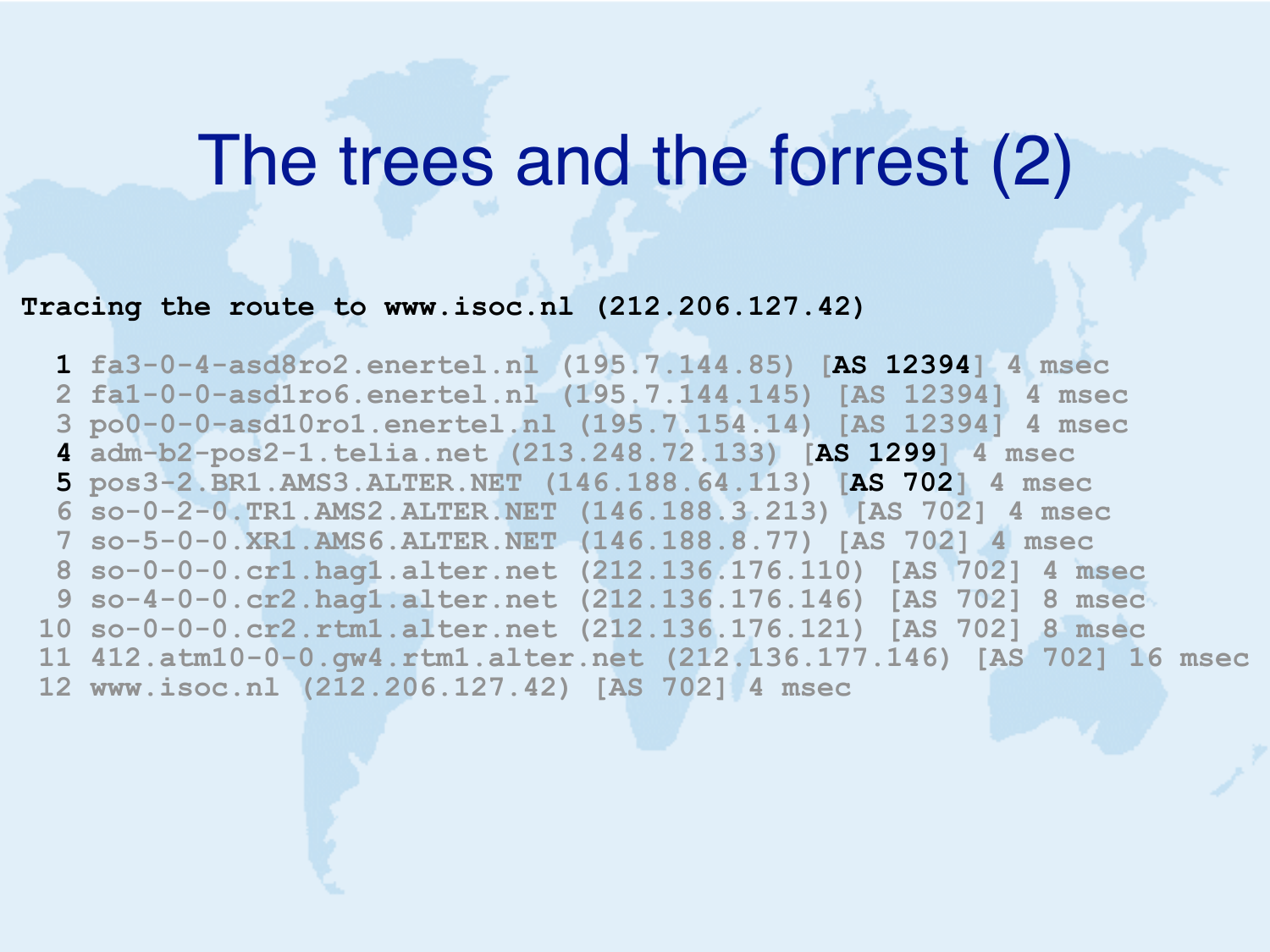# The trees and the forrest (2)

**Tracing the route to www.isoc.nl (212.206.127.42)**

```
 1 fa3-0-4-asd8ro2.enertel.nl (195.7.144.85) [AS 12394] 4 msec
 2 fa1-0-0-asd1ro6.enertel.nl (195.7.144.145) [AS 12394] 4 msec
 3 po0-0-0-asd10ro1.enertel.nl (195.7.154.14) [AS 12394] 4 msec
 4 adm-b2-pos2-1.telia.net (213.248.72.133) [AS 1299] 4 msec
 5 pos3-2.BR1.AMS3.ALTER.NET (146.188.64.113) [AS 702] 4 msec
 6 so-0-2-0.TR1.AMS2.ALTER.NET (146.188.3.213) [AS 702] 4 msec
 7 so-5-0-0.XR1.AMS6.ALTER.NET (146.188.8.77) [AS 702] 4 msec
 8 so-0-0-0.cr1.hag1.alter.net (212.136.176.110) [AS 702] 4 msec
 9 so-4-0-0.cr2.hag1.alter.net (212.136.176.146) [AS 702] 8 msec
10 so-0-0-0.cr2.rtm1.alter.net (212.136.176.121) [AS 702] 8 msec
11 412.atm10-0-0.gw4.rtm1.alter.net (212.136.177.146) [AS 702] 16 msec
12 www.isoc.nl (212.206.127.42) [AS 702] 4 msec
```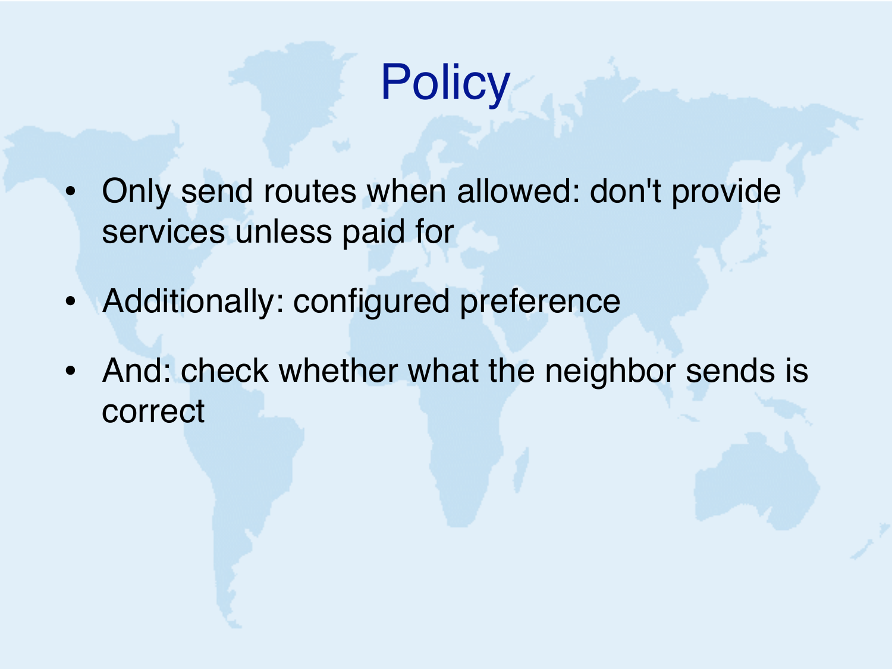# Policy

- Only send routes when allowed: don't provide services unless paid for
- Additionally: configured preference
- And: check whether what the neighbor sends is correct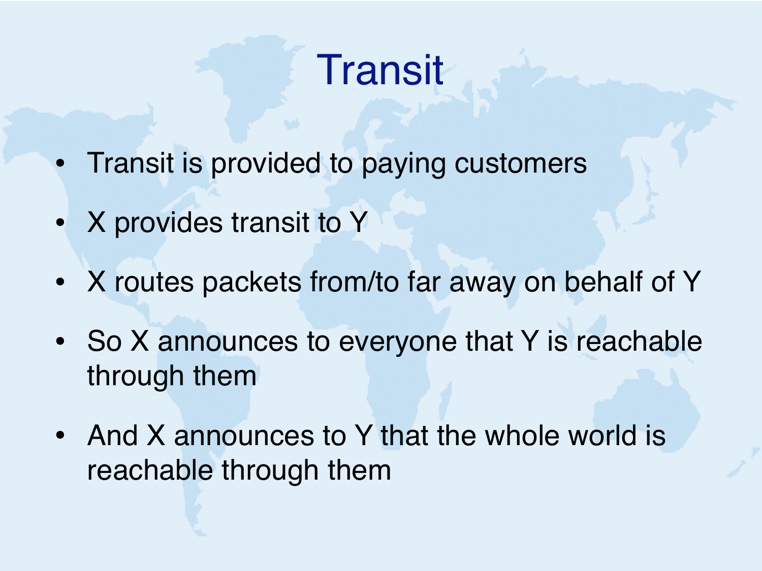# Transit

- Transit is provided to paying customers
- X provides transit to Y
- X routes packets from/to far away on behalf of Y
- So X announces to everyone that Y is reachable through them
- And X announces to Y that the whole world is reachable through them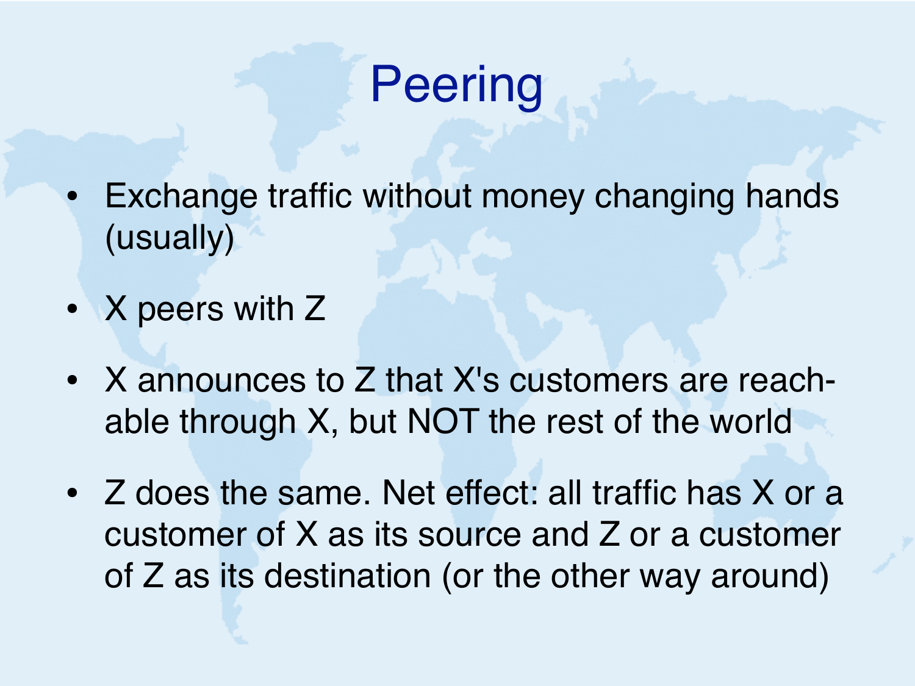# Peering

- Exchange traffic without money changing hands (usually)
- X peers with Z
- X announces to Z that X's customers are reachable through X, but NOT the rest of the world
- Z does the same. Net effect: all traffic has X or a customer of X as its source and Z or a customer of Z as its destination (or the other way around)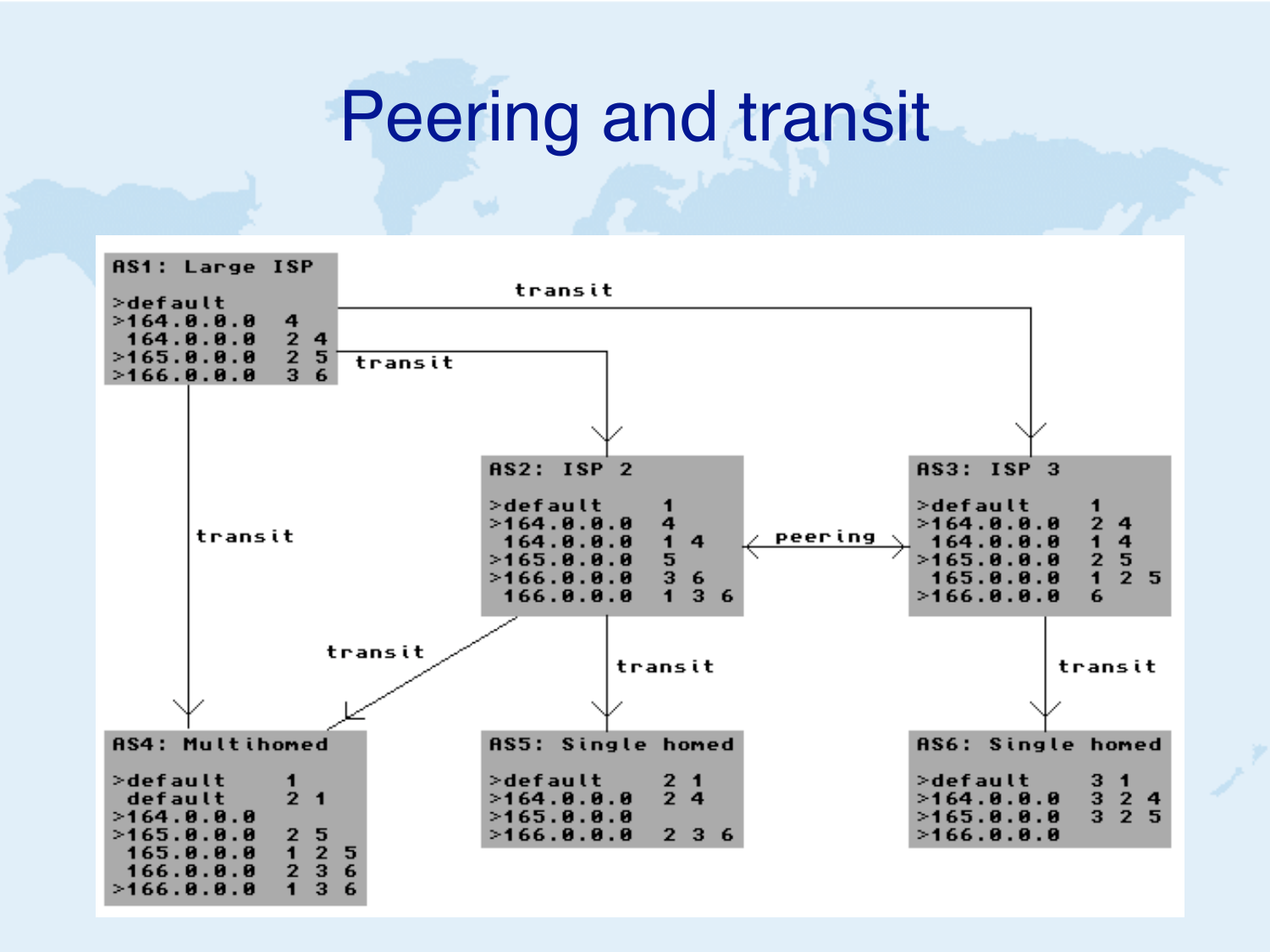# Peering and transit

**AS1: Large ISP**

```
>default
>164.0.0.0   4
 164.0.0.0   2 4
>165.0.0.0   2 5
>166.0.0.0   3 6
```

**AS2: ISP 2**

```
>default     1
>164.0.0.0   4
 164.0.0.0   1 4
>165.0.0.0   5
>166.0.0.0   3 6
 166.0.0.0   1 3 6
```

**AS3: ISP 3**

```
>default     1
>164.0.0.0   2 4
 164.0.0.0   1 4
>165.0.0.0   2 5
 165.0.0.0   1 2 5
>166.0.0.0   6
```

**AS4: Multihomed**

```
>default     1
 default     2 1
>164.0.0.0
>165.0.0.0   2 5
 165.0.0.0   1 2 5
 166.0.0.0   2 3 6
>166.0.0.0   1 3 6
```

**AS5: Single homed**

```
>default     2 1
>164.0.0.0   2 4
>165.0.0.0
>166.0.0.0   2 3 6
```

**AS6: Single homed**

```
>default     3 1
>164.0.0.0   3 2 4
>165.0.0.0   3 2 5
>166.0.0.0
```

Links:

- AS1 → AS2: transit
- AS1 → AS3: transit
- AS1 → AS4: transit
- AS2 ↔ AS3: peering
- AS2 → AS4: transit
- AS2 → AS5: transit
- AS3 → AS6: transit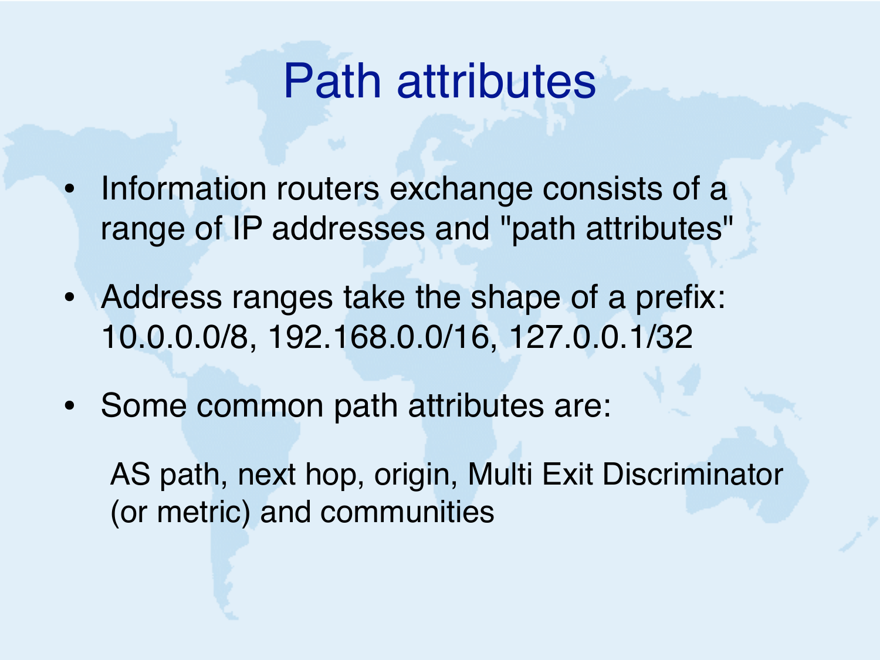# Path attributes

- Information routers exchange consists of a range of IP addresses and "path attributes"
- Address ranges take the shape of a prefix: 10.0.0.0/8, 192.168.0.0/16, 127.0.0.1/32
- Some common path attributes are:

  AS path, next hop, origin, Multi Exit Discriminator (or metric) and communities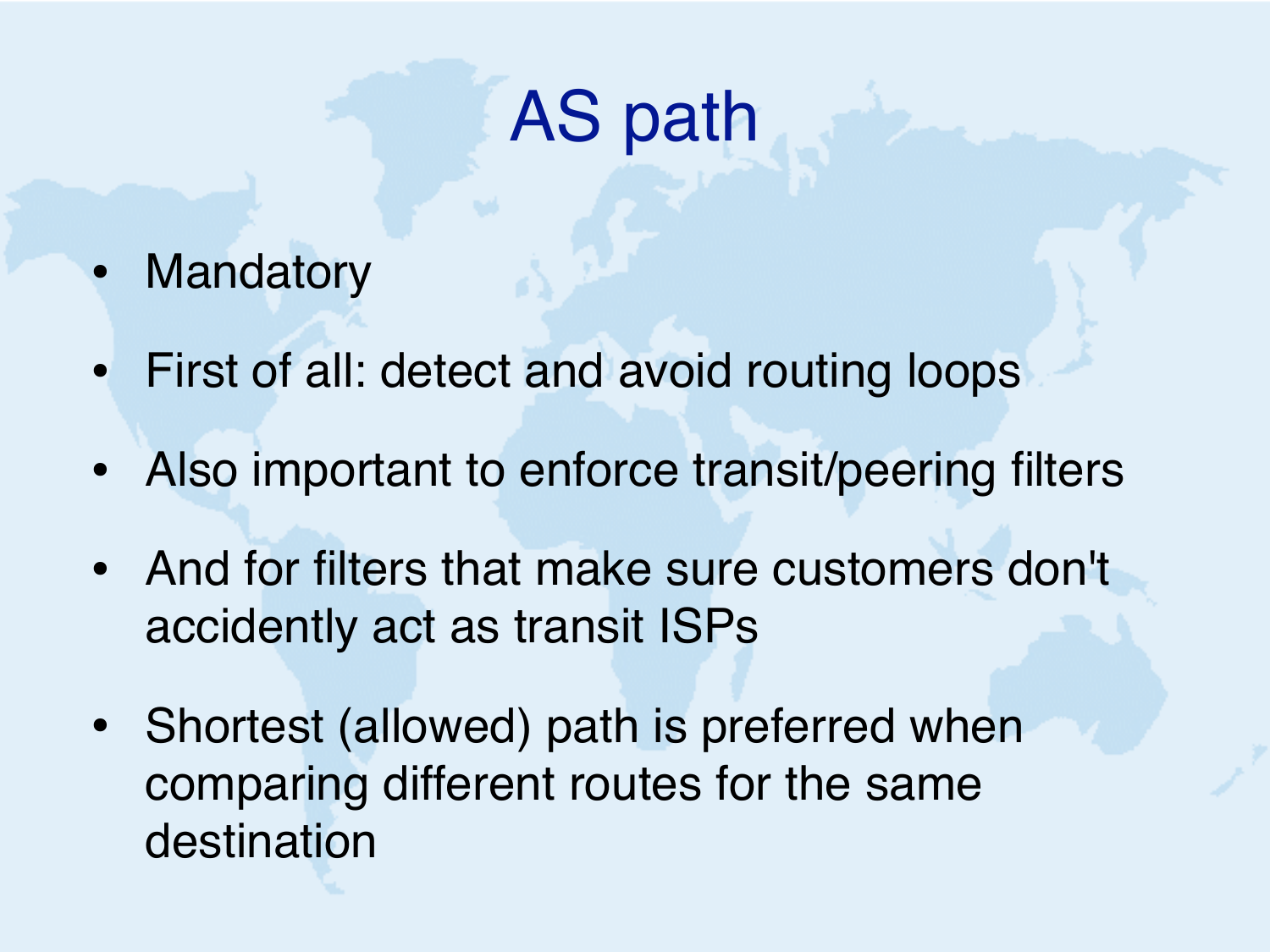# AS path

- Mandatory
- First of all: detect and avoid routing loops
- Also important to enforce transit/peering filters
- And for filters that make sure customers don't accidently act as transit ISPs
- Shortest (allowed) path is preferred when comparing different routes for the same destination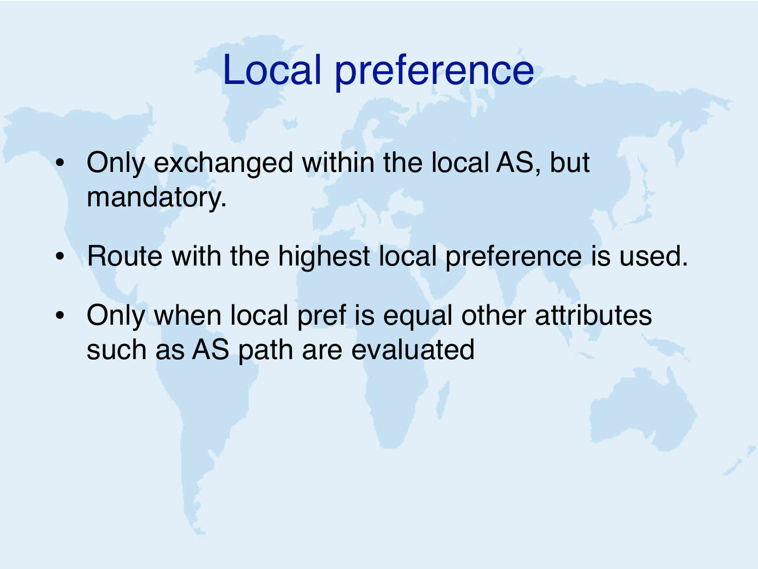# Local preference

- Only exchanged within the local AS, but mandatory.
- Route with the highest local preference is used.
- Only when local pref is equal other attributes such as AS path are evaluated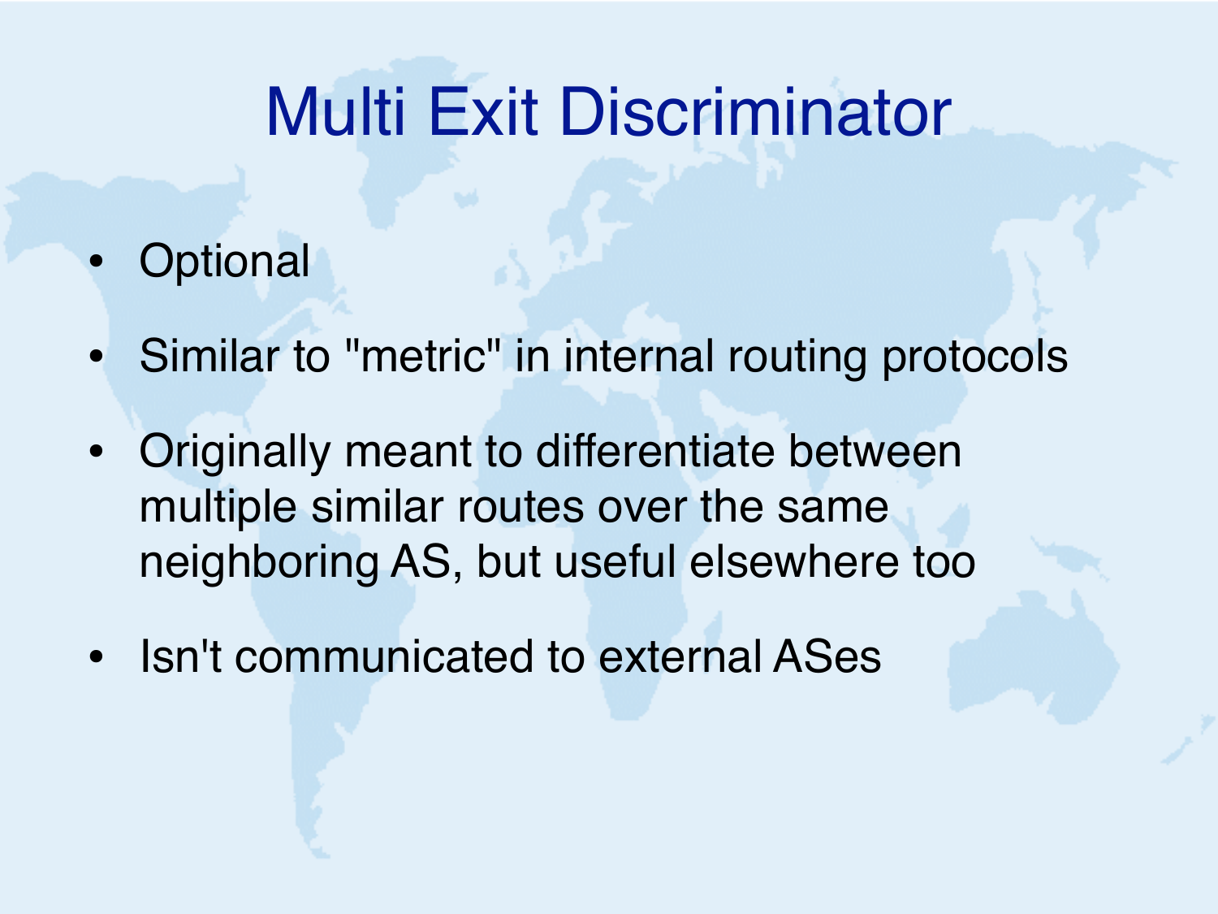# Multi Exit Discriminator

- Optional
- Similar to "metric" in internal routing protocols
- Originally meant to differentiate between multiple similar routes over the same neighboring AS, but useful elsewhere too
- Isn't communicated to external ASes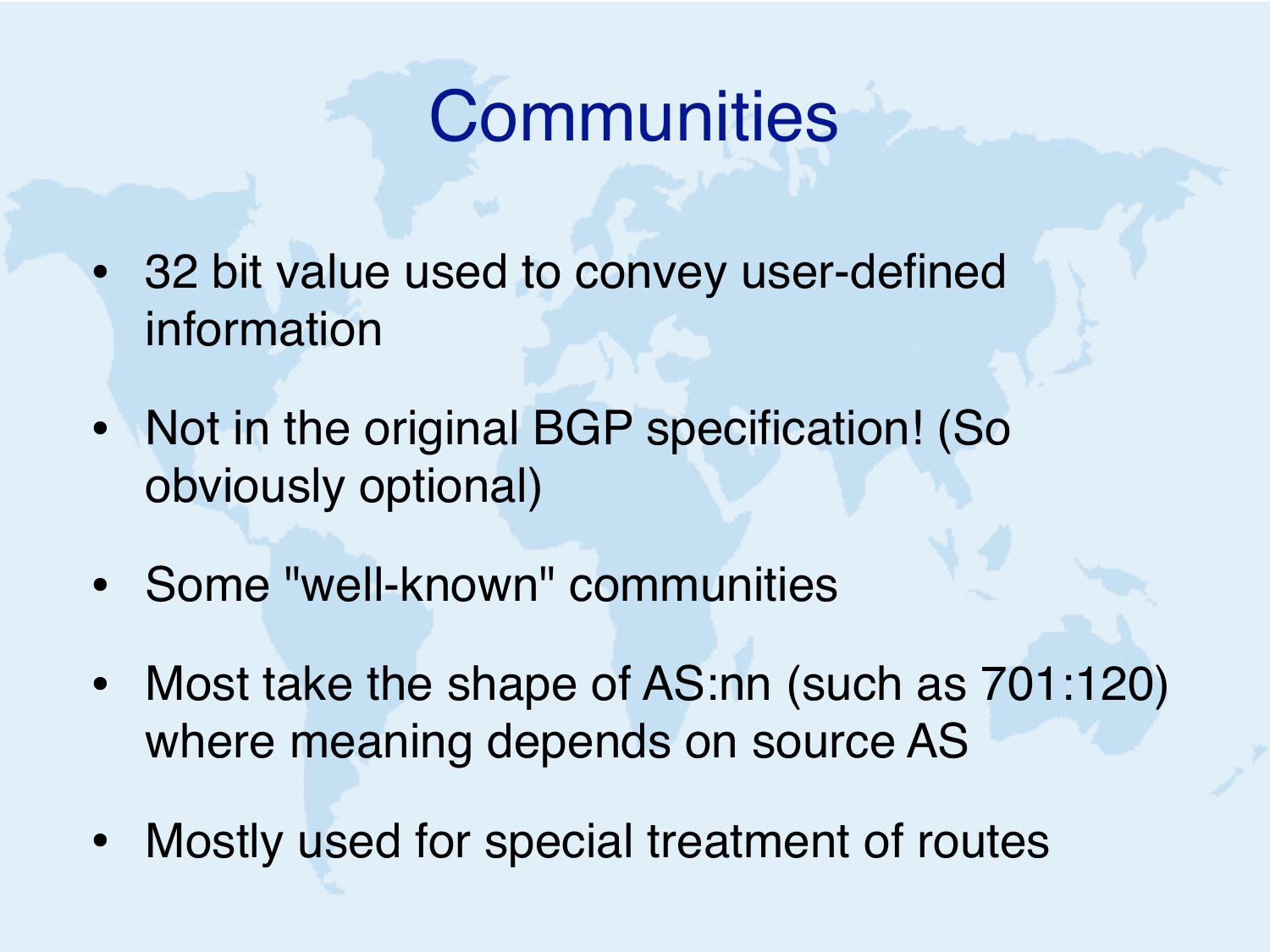# Communities

- 32 bit value used to convey user-defined information
- Not in the original BGP specification! (So obviously optional)
- Some "well-known" communities
- Most take the shape of AS:nn (such as 701:120) where meaning depends on source AS
- Mostly used for special treatment of routes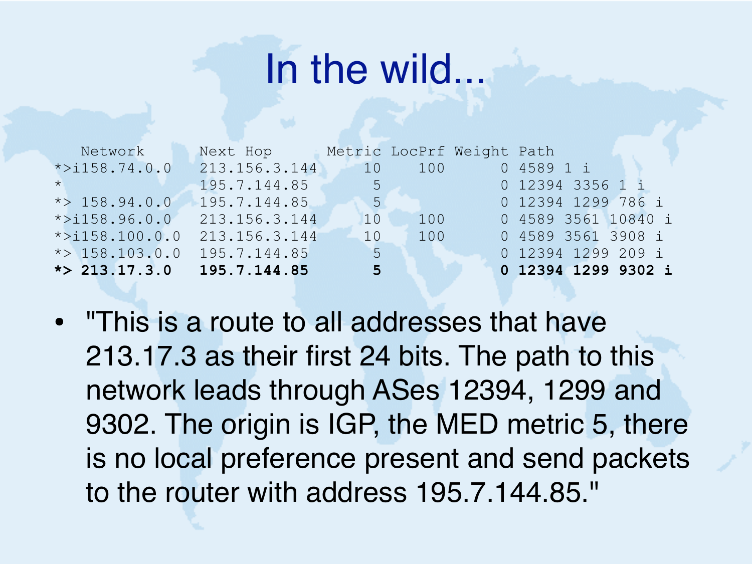# In the wild...

```
   Network          Next Hop         Metric LocPrf Weight Path
*>i158.74.0.0     213.156.3.144       10     100       0 4589 1 i
*                 195.7.144.85         5               0 12394 3356 1 i
*> 158.94.0.0     195.7.144.85         5               0 12394 1299 786 i
*>i158.96.0.0     213.156.3.144       10     100       0 4589 3561 10840 i
*>i158.100.0.0    213.156.3.144       10     100       0 4589 3561 3908 i
*> 158.103.0.0    195.7.144.85         5               0 12394 1299 209 i
*> 213.17.3.0     195.7.144.85         5               0 12394 1299 9302 i
```

- "This is a route to all addresses that have 213.17.3 as their first 24 bits. The path to this network leads through ASes 12394, 1299 and 9302. The origin is IGP, the MED metric 5, there is no local preference present and send packets to the router with address 195.7.144.85."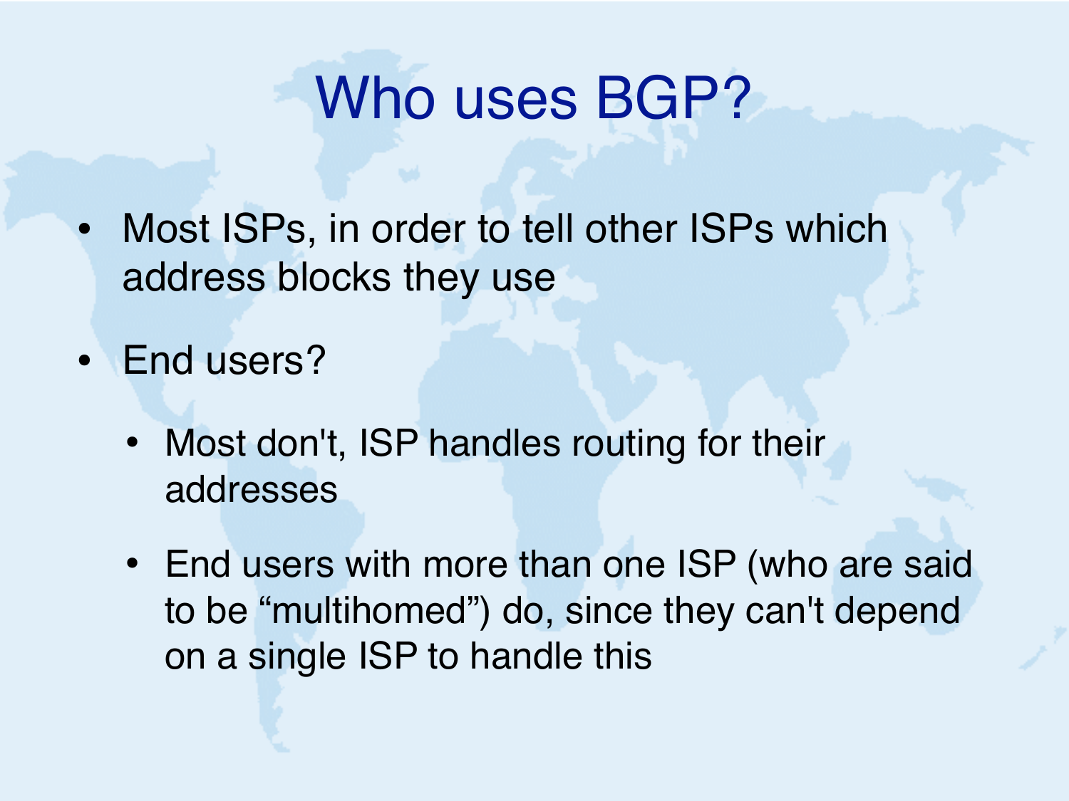# Who uses BGP?

- Most ISPs, in order to tell other ISPs which address blocks they use
- End users?
  - Most don't, ISP handles routing for their addresses
  - End users with more than one ISP (who are said to be “multihomed”) do, since they can't depend on a single ISP to handle this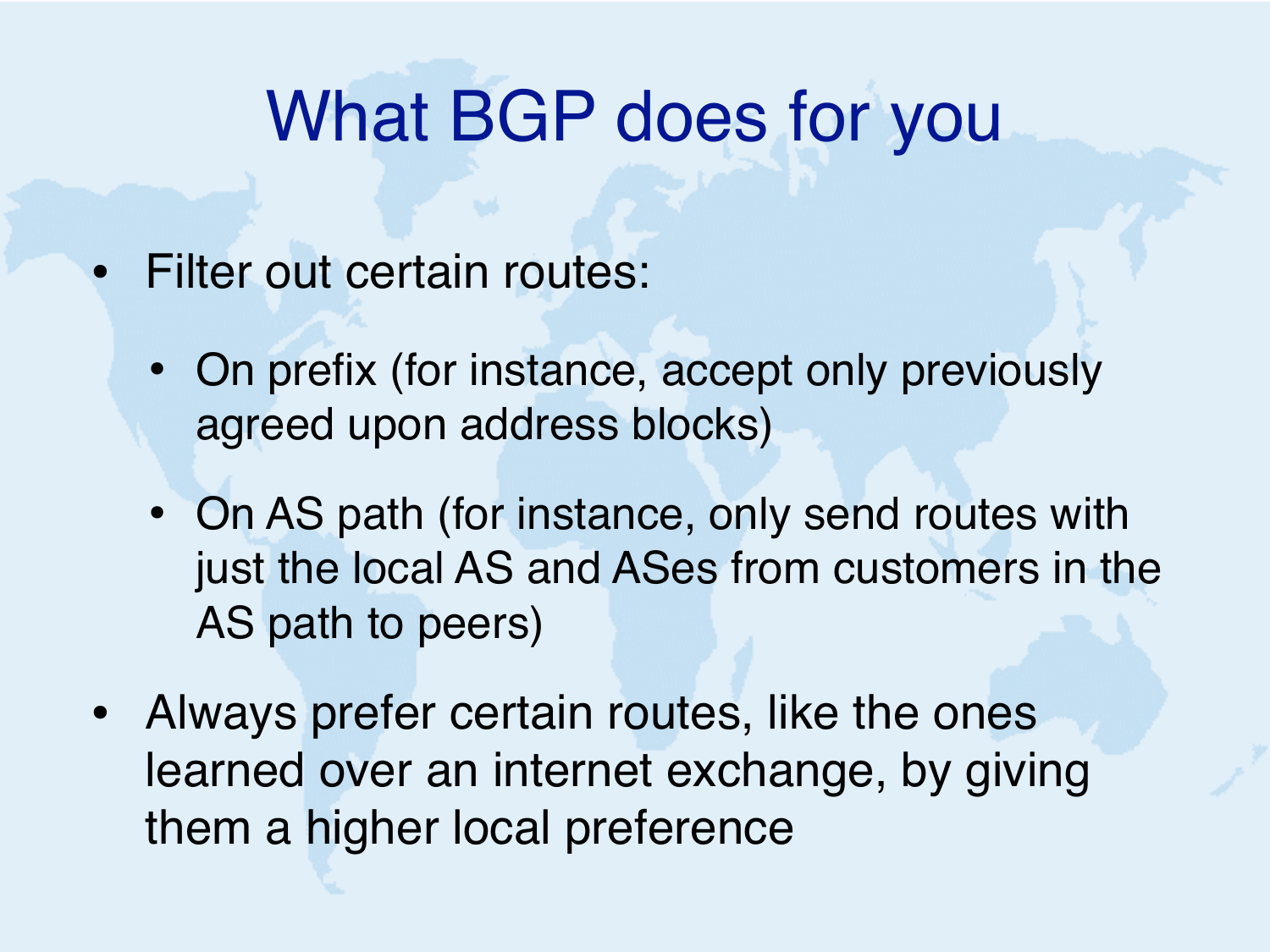# What BGP does for you

- Filter out certain routes:
  - On prefix (for instance, accept only previously agreed upon address blocks)
  - On AS path (for instance, only send routes with just the local AS and ASes from customers in the AS path to peers)
- Always prefer certain routes, like the ones learned over an internet exchange, by giving them a higher local preference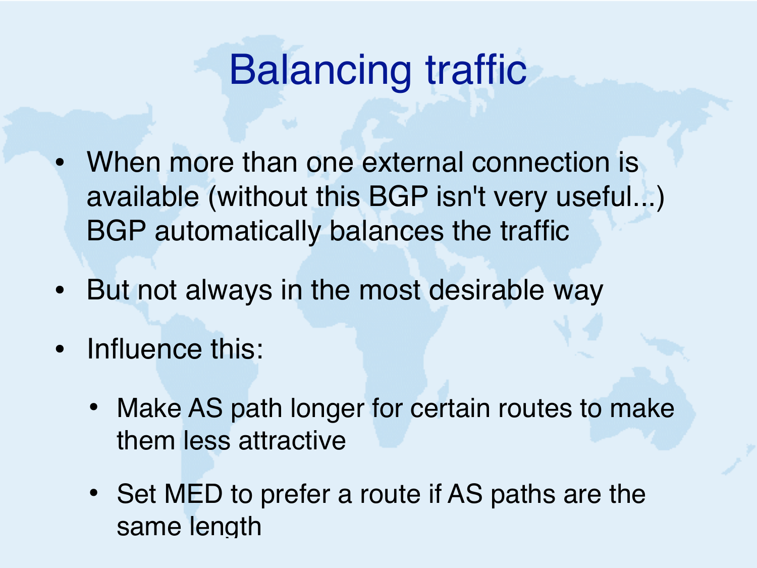# Balancing traffic

- When more than one external connection is available (without this BGP isn't very useful...) BGP automatically balances the traffic
- But not always in the most desirable way
- Influence this:
  - Make AS path longer for certain routes to make them less attractive
  - Set MED to prefer a route if AS paths are the same length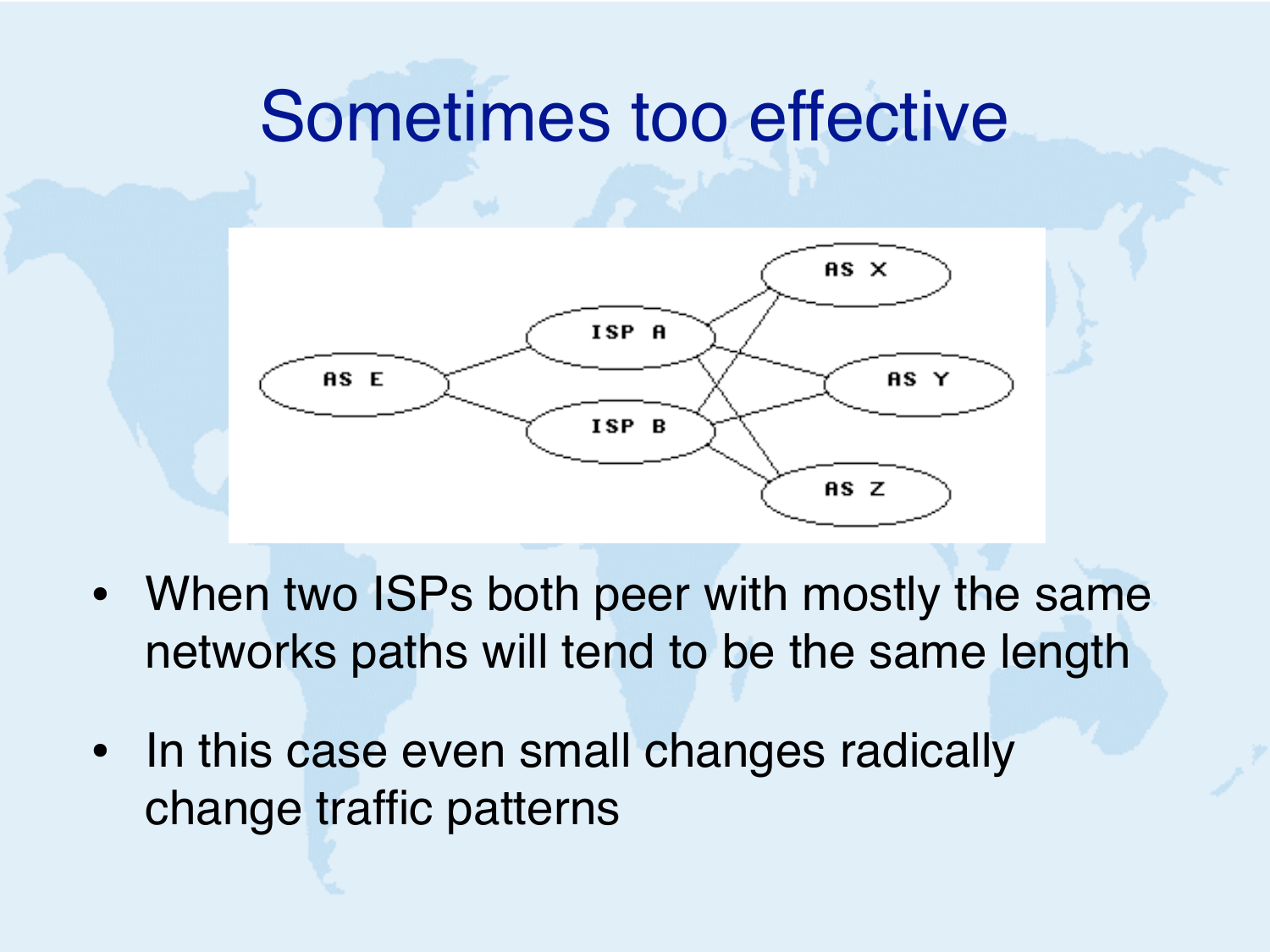# Sometimes too effective

- When two ISPs both peer with mostly the same networks paths will tend to be the same length
- In this case even small changes radically change traffic patterns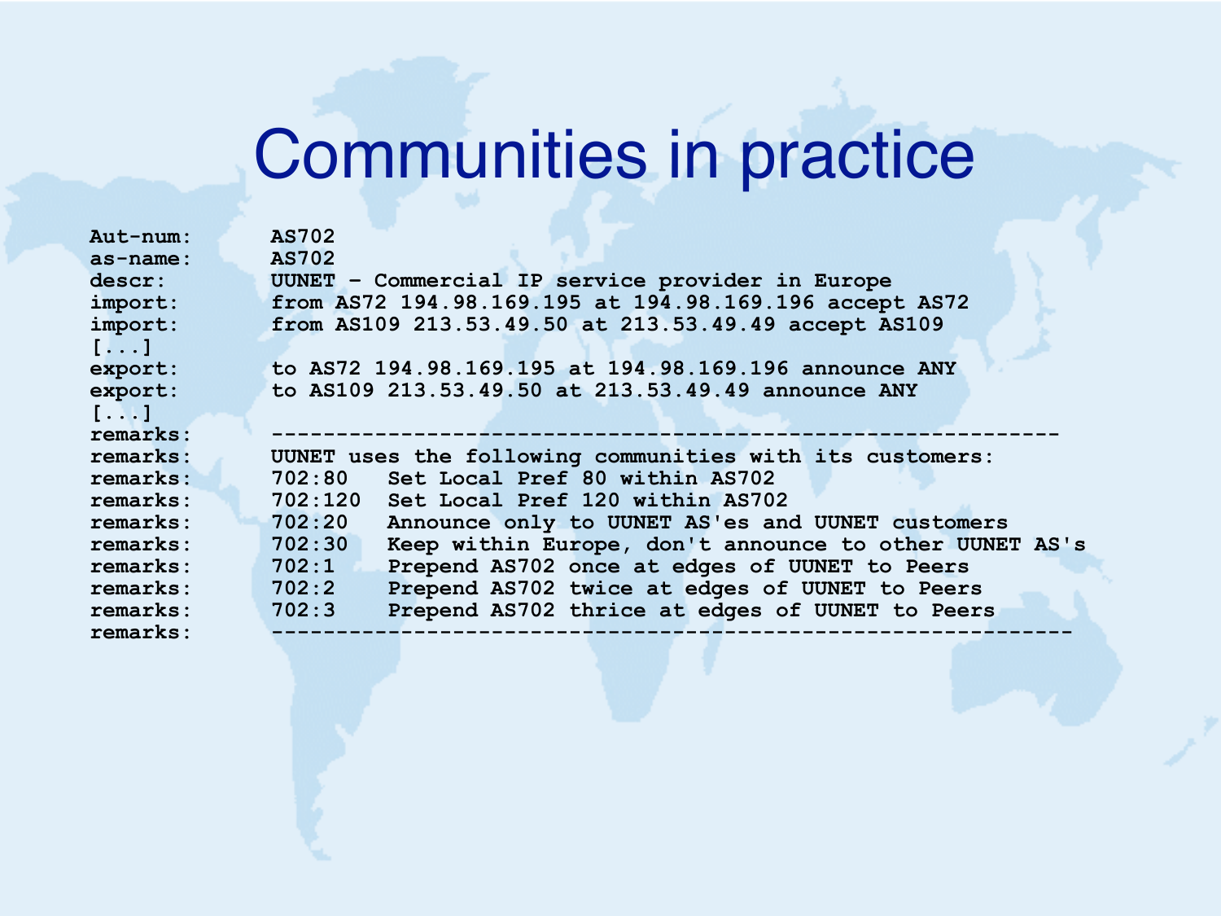# Communities in practice

```
Aut-num:       AS702
as-name:       AS702
descr:         UUNET - Commercial IP service provider in Europe
import:        from AS72 194.98.169.195 at 194.98.169.196 accept AS72
import:        from AS109 213.53.49.50 at 213.53.49.49 accept AS109
[...]
export:        to AS72 194.98.169.195 at 194.98.169.196 announce ANY
export:        to AS109 213.53.49.50 at 213.53.49.49 announce ANY
[...]
remarks:       --------------------------------------------------------------
remarks:       UUNET uses the following communities with its customers:
remarks:       702:80    Set Local Pref 80 within AS702
remarks:       702:120   Set Local Pref 120 within AS702
remarks:       702:20    Announce only to UUNET AS'es and UUNET customers
remarks:       702:30    Keep within Europe, don't announce to other UUNET AS's
remarks:       702:1     Prepend AS702 once at edges of UUNET to Peers
remarks:       702:2     Prepend AS702 twice at edges of UUNET to Peers
remarks:       702:3     Prepend AS702 thrice at edges of UUNET to Peers
remarks:       --------------------------------------------------------------
```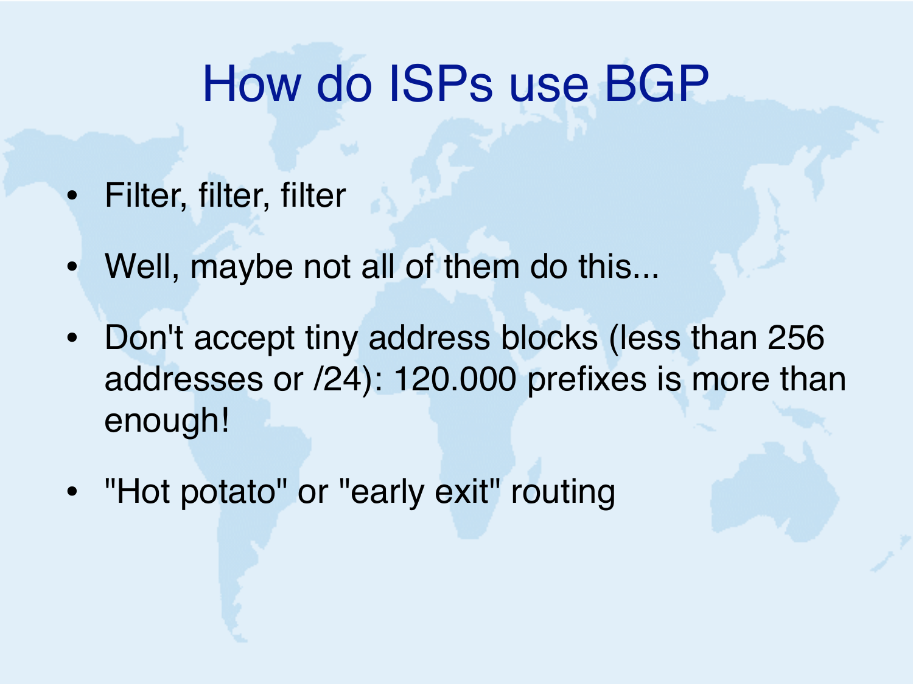# How do ISPs use BGP

- Filter, filter, filter
- Well, maybe not all of them do this...
- Don't accept tiny address blocks (less than 256 addresses or /24): 120.000 prefixes is more than enough!
- "Hot potato" or "early exit" routing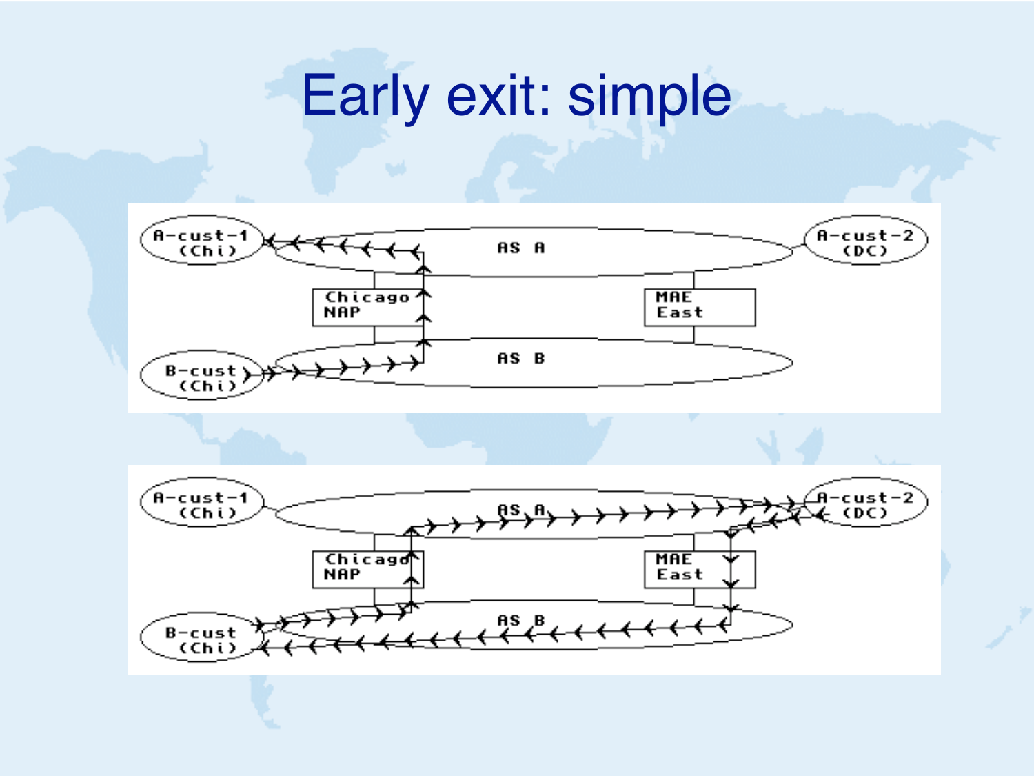# Early exit: simple

AS A

A-cust-1 (Chi)

A-cust-2 (DC)

Chicago NAP

MAE East

AS B

B-cust (Chi)

AS A

A-cust-1 (Chi)

A-cust-2 (DC)

Chicago NAP

MAE East

AS B

B-cust (Chi)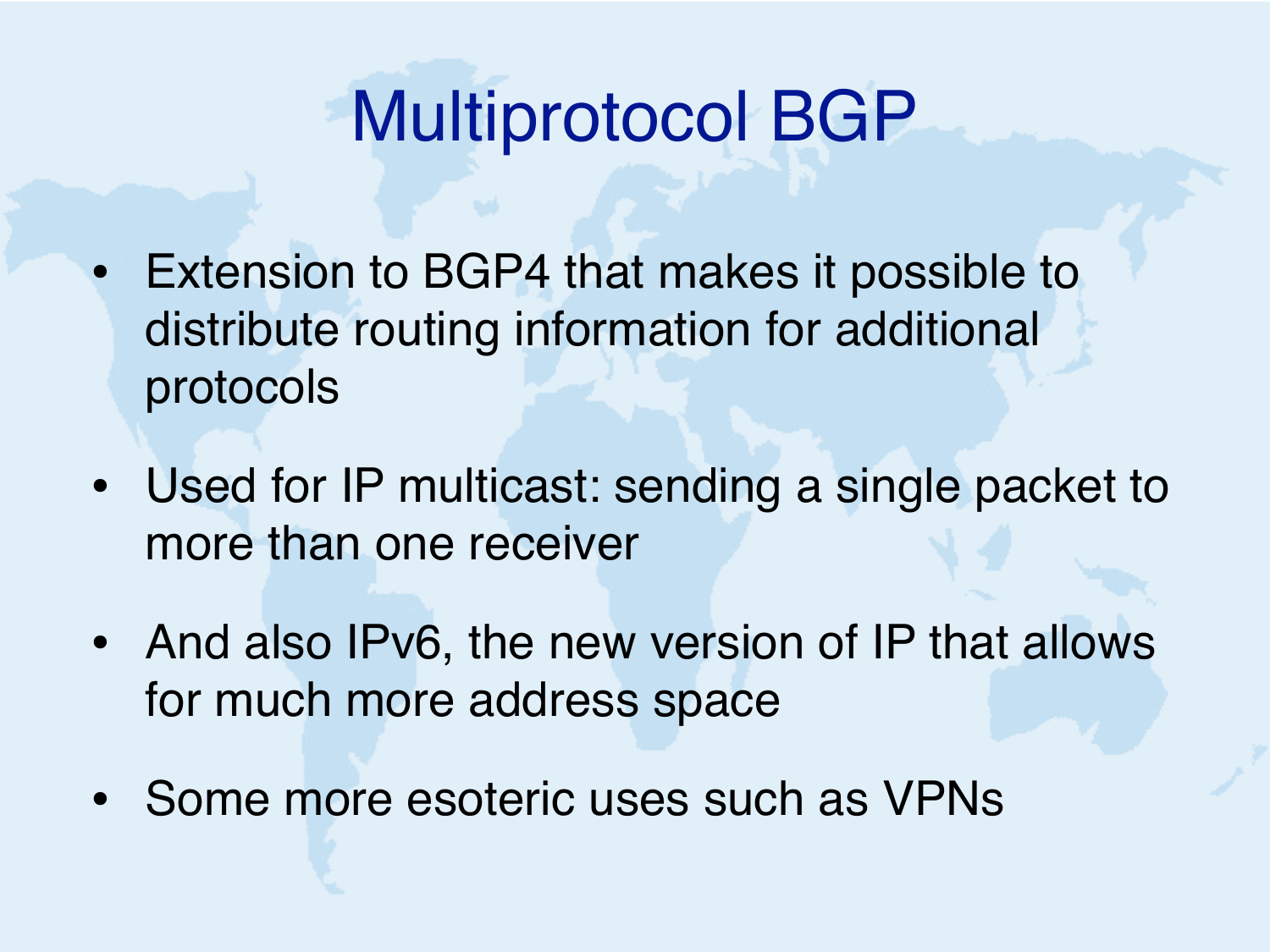# Multiprotocol BGP

- Extension to BGP4 that makes it possible to distribute routing information for additional protocols
- Used for IP multicast: sending a single packet to more than one receiver
- And also IPv6, the new version of IP that allows for much more address space
- Some more esoteric uses such as VPNs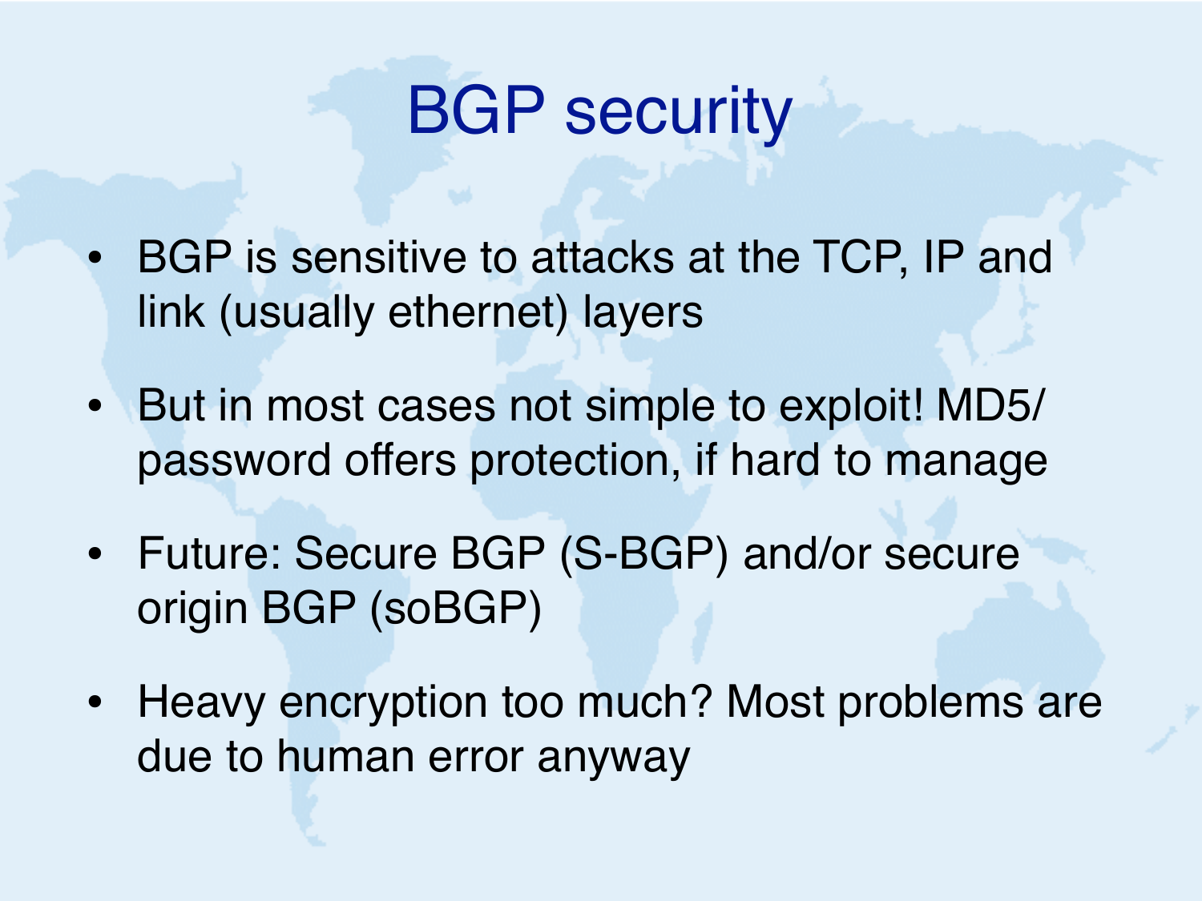# BGP security

- BGP is sensitive to attacks at the TCP, IP and link (usually ethernet) layers
- But in most cases not simple to exploit! MD5/password offers protection, if hard to manage
- Future: Secure BGP (S-BGP) and/or secure origin BGP (soBGP)
- Heavy encryption too much? Most problems are due to human error anyway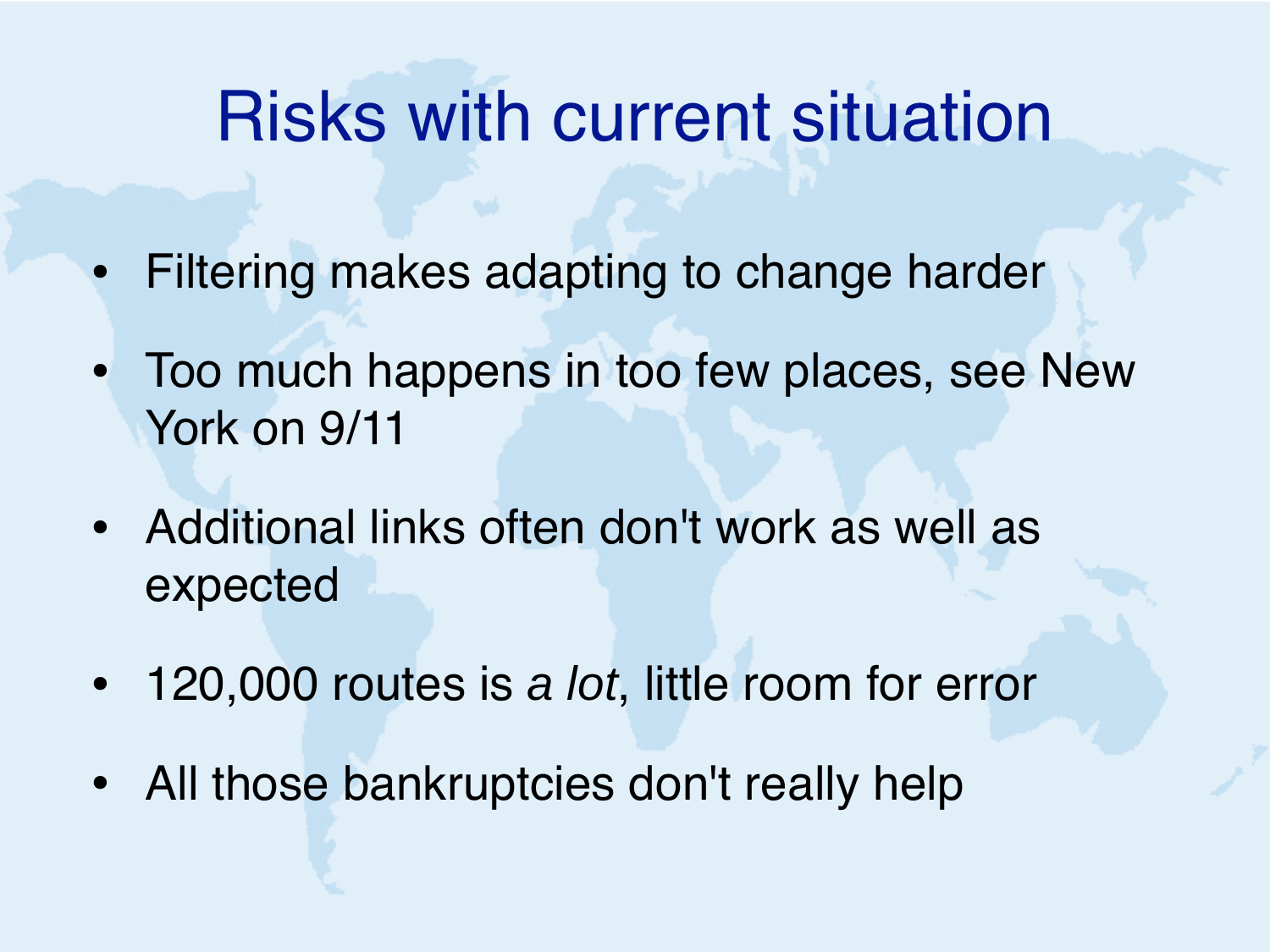# Risks with current situation

- Filtering makes adapting to change harder
- Too much happens in too few places, see New York on 9/11
- Additional links often don't work as well as expected
- 120,000 routes is *a lot*, little room for error
- All those bankruptcies don't really help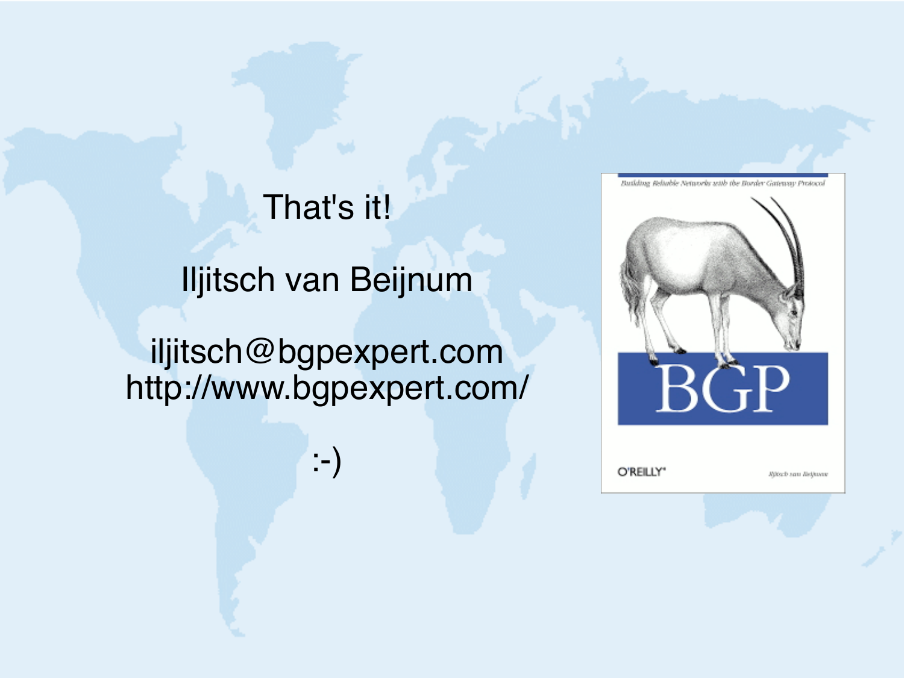That's it!

Iljitsch van Beijnum

iljitsch@bgpexpert.com
http://www.bgpexpert.com/

:-)